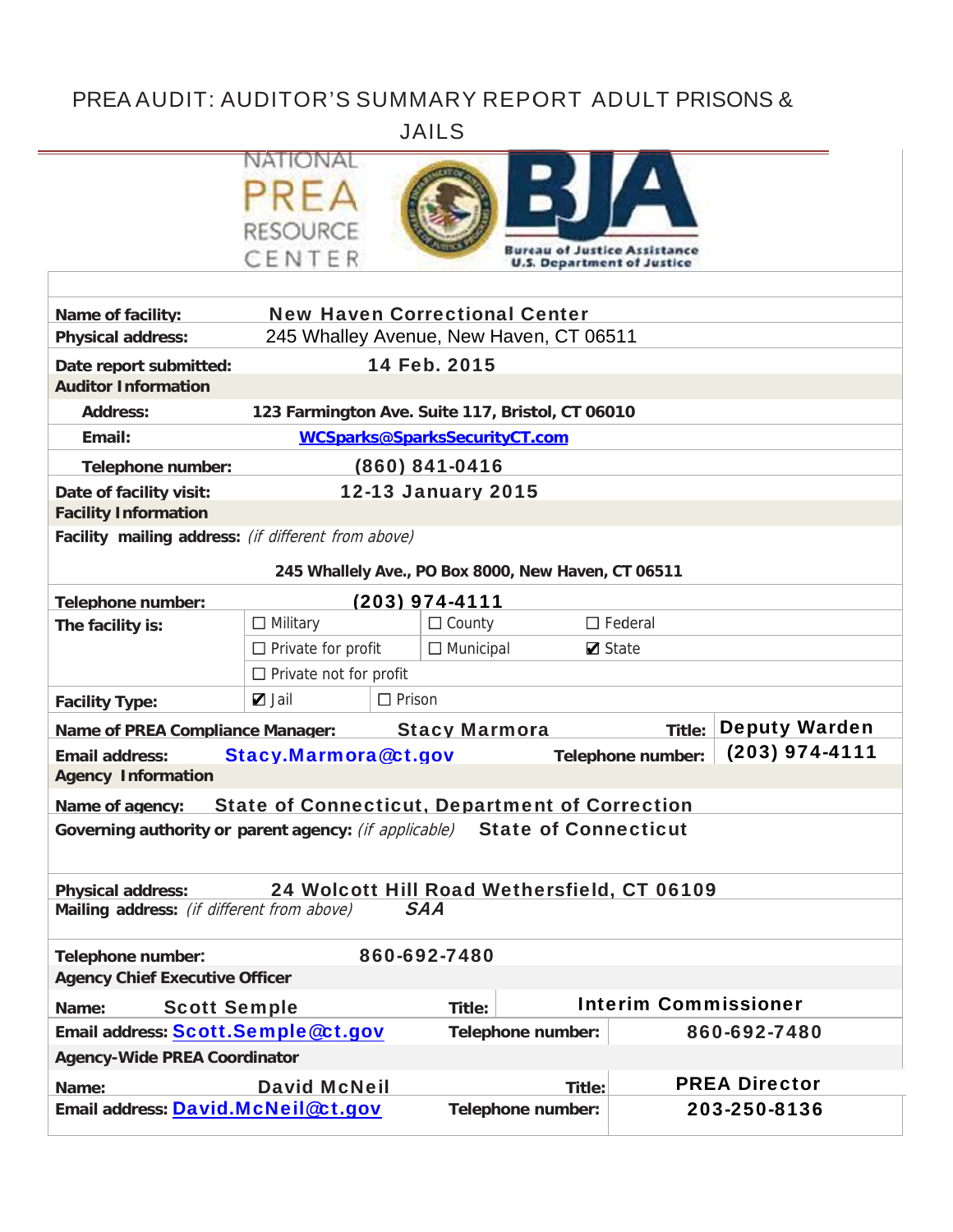# PREA AUDIT: AUDITOR'S SUMMARY REPORT ADULT PRISONS & JAILS

NATIONAL PREA RESOURCE CENTER

Bureau of Justice Assistance
U.S. Department of Justice

| | |
|---|---|
| **Name of facility:** | New Haven Correctional Center |
| **Physical address:** | 245 Whalley Avenue, New Haven, CT 06511 |
| **Date report submitted:** | 14 Feb. 2015 |

**Auditor Information**

| | |
|---|---|
| **Address:** | 123 Farmington Ave. Suite 117, Bristol, CT 06010 |
| **Email:** | WCSparks@SparksSecurityCT.com |
| **Telephone number:** | (860) 841-0416 |
| **Date of facility visit:** | 12-13 January 2015 |

**Facility Information**

**Facility mailing address:** *(if different from above)*

245 Whallely Ave., PO Box 8000, New Haven, CT 06511

| | | | |
|---|---|---|---|
| **Telephone number:** | (203) 974-4111 | | |
| **The facility is:** | ☐ Military | ☐ County | ☐ Federal |
| | ☐ Private for profit | ☐ Municipal | ☑ State |
| | ☐ Private not for profit | | |
| **Facility Type:** | ☑ Jail | ☐ Prison | |

| | | | |
|---|---|---|---|
| **Name of PREA Compliance Manager:** | Stacy Marmora | **Title:** | Deputy Warden |
| **Email address:** | Stacy.Marmora@ct.gov | **Telephone number:** | (203) 974-4111 |

**Agency Information**

| | |
|---|---|
| **Name of agency:** | State of Connecticut, Department of Correction |
| **Governing authority or parent agency:** *(if applicable)* | State of Connecticut |
| **Physical address:** | 24 Wolcott Hill Road Wethersfield, CT 06109 |
| **Mailing address:** *(if different from above)* | SAA |
| **Telephone number:** | 860-692-7480 |

**Agency Chief Executive Officer**

| | | | |
|---|---|---|---|
| **Name:** | Scott Semple | **Title:** | Interim Commissioner |
| **Email address:** | Scott.Semple@ct.gov | **Telephone number:** | 860-692-7480 |

**Agency-Wide PREA Coordinator**

| | | | |
|---|---|---|---|
| **Name:** | David McNeil | **Title:** | PREA Director |
| **Email address:** | David.McNeil@ct.gov | **Telephone number:** | 203-250-8136 |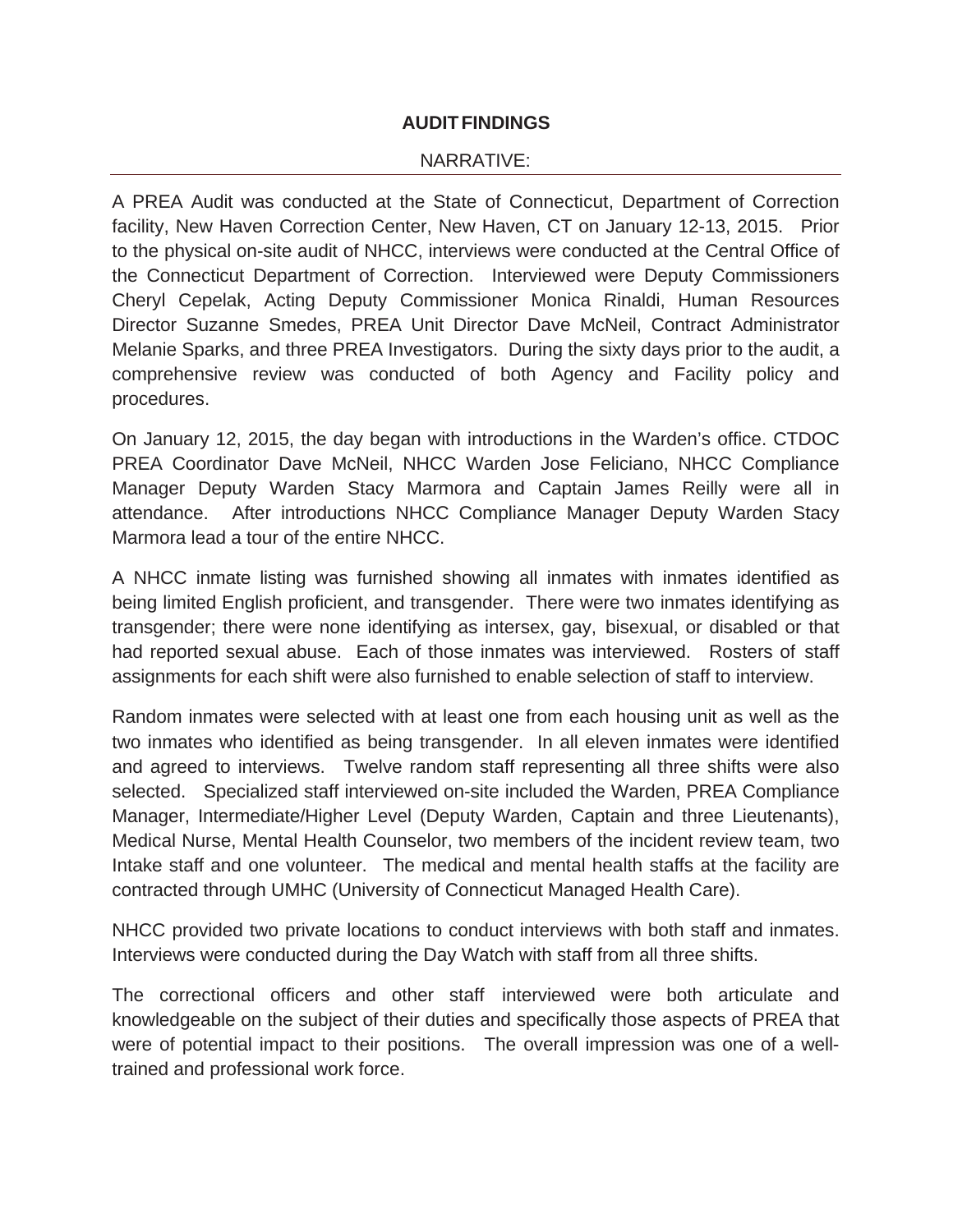## AUDIT FINDINGS

NARRATIVE:

A PREA Audit was conducted at the State of Connecticut, Department of Correction facility, New Haven Correction Center, New Haven, CT on January 12-13, 2015. Prior to the physical on-site audit of NHCC, interviews were conducted at the Central Office of the Connecticut Department of Correction. Interviewed were Deputy Commissioners Cheryl Cepelak, Acting Deputy Commissioner Monica Rinaldi, Human Resources Director Suzanne Smedes, PREA Unit Director Dave McNeil, Contract Administrator Melanie Sparks, and three PREA Investigators. During the sixty days prior to the audit, a comprehensive review was conducted of both Agency and Facility policy and procedures.

On January 12, 2015, the day began with introductions in the Warden's office. CTDOC PREA Coordinator Dave McNeil, NHCC Warden Jose Feliciano, NHCC Compliance Manager Deputy Warden Stacy Marmora and Captain James Reilly were all in attendance. After introductions NHCC Compliance Manager Deputy Warden Stacy Marmora lead a tour of the entire NHCC.

A NHCC inmate listing was furnished showing all inmates with inmates identified as being limited English proficient, and transgender. There were two inmates identifying as transgender; there were none identifying as intersex, gay, bisexual, or disabled or that had reported sexual abuse. Each of those inmates was interviewed. Rosters of staff assignments for each shift were also furnished to enable selection of staff to interview.

Random inmates were selected with at least one from each housing unit as well as the two inmates who identified as being transgender. In all eleven inmates were identified and agreed to interviews. Twelve random staff representing all three shifts were also selected. Specialized staff interviewed on-site included the Warden, PREA Compliance Manager, Intermediate/Higher Level (Deputy Warden, Captain and three Lieutenants), Medical Nurse, Mental Health Counselor, two members of the incident review team, two Intake staff and one volunteer. The medical and mental health staffs at the facility are contracted through UMHC (University of Connecticut Managed Health Care).

NHCC provided two private locations to conduct interviews with both staff and inmates. Interviews were conducted during the Day Watch with staff from all three shifts.

The correctional officers and other staff interviewed were both articulate and knowledgeable on the subject of their duties and specifically those aspects of PREA that were of potential impact to their positions. The overall impression was one of a well-trained and professional work force.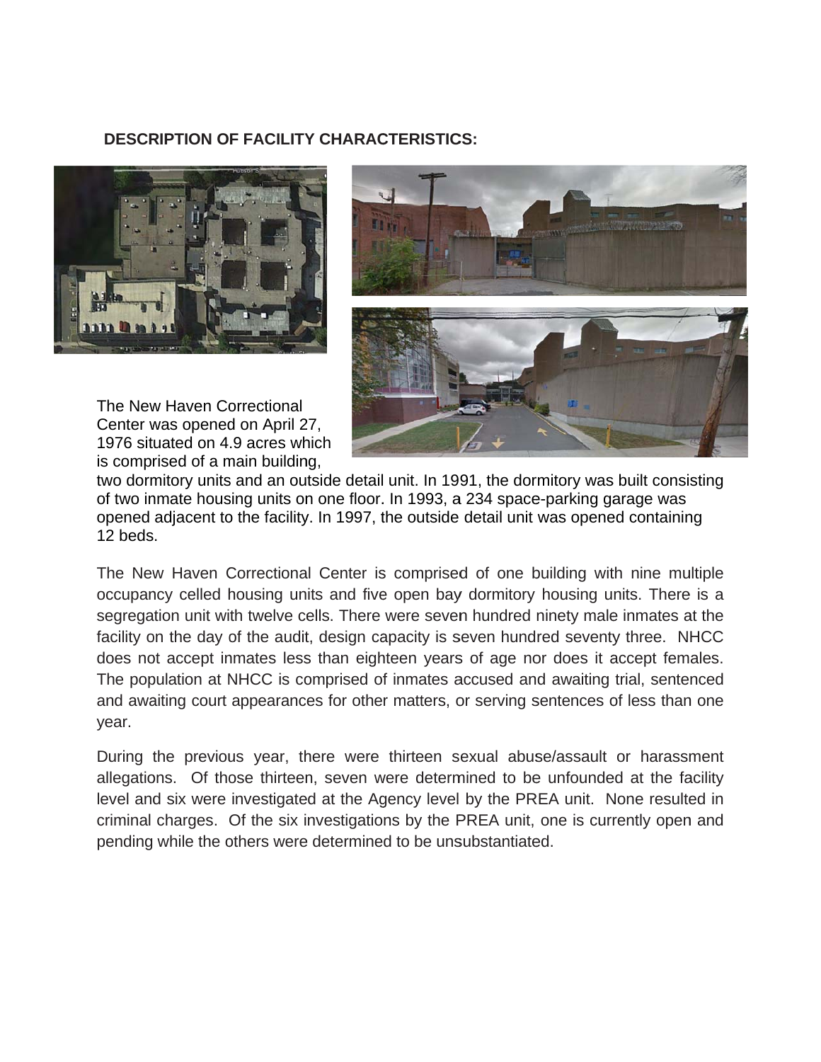## DESCRIPTION OF FACILITY CHARACTERISTICS:

The New Haven Correctional Center was opened on April 27, 1976 situated on 4.9 acres which is comprised of a main building, two dormitory units and an outside detail unit. In 1991, the dormitory was built consisting of two inmate housing units on one floor. In 1993, a 234 space-parking garage was opened adjacent to the facility. In 1997, the outside detail unit was opened containing 12 beds.

The New Haven Correctional Center is comprised of one building with nine multiple occupancy celled housing units and five open bay dormitory housing units. There is a segregation unit with twelve cells. There were seven hundred ninety male inmates at the facility on the day of the audit, design capacity is seven hundred seventy three. NHCC does not accept inmates less than eighteen years of age nor does it accept females. The population at NHCC is comprised of inmates accused and awaiting trial, sentenced and awaiting court appearances for other matters, or serving sentences of less than one year.

During the previous year, there were thirteen sexual abuse/assault or harassment allegations. Of those thirteen, seven were determined to be unfounded at the facility level and six were investigated at the Agency level by the PREA unit. None resulted in criminal charges. Of the six investigations by the PREA unit, one is currently open and pending while the others were determined to be unsubstantiated.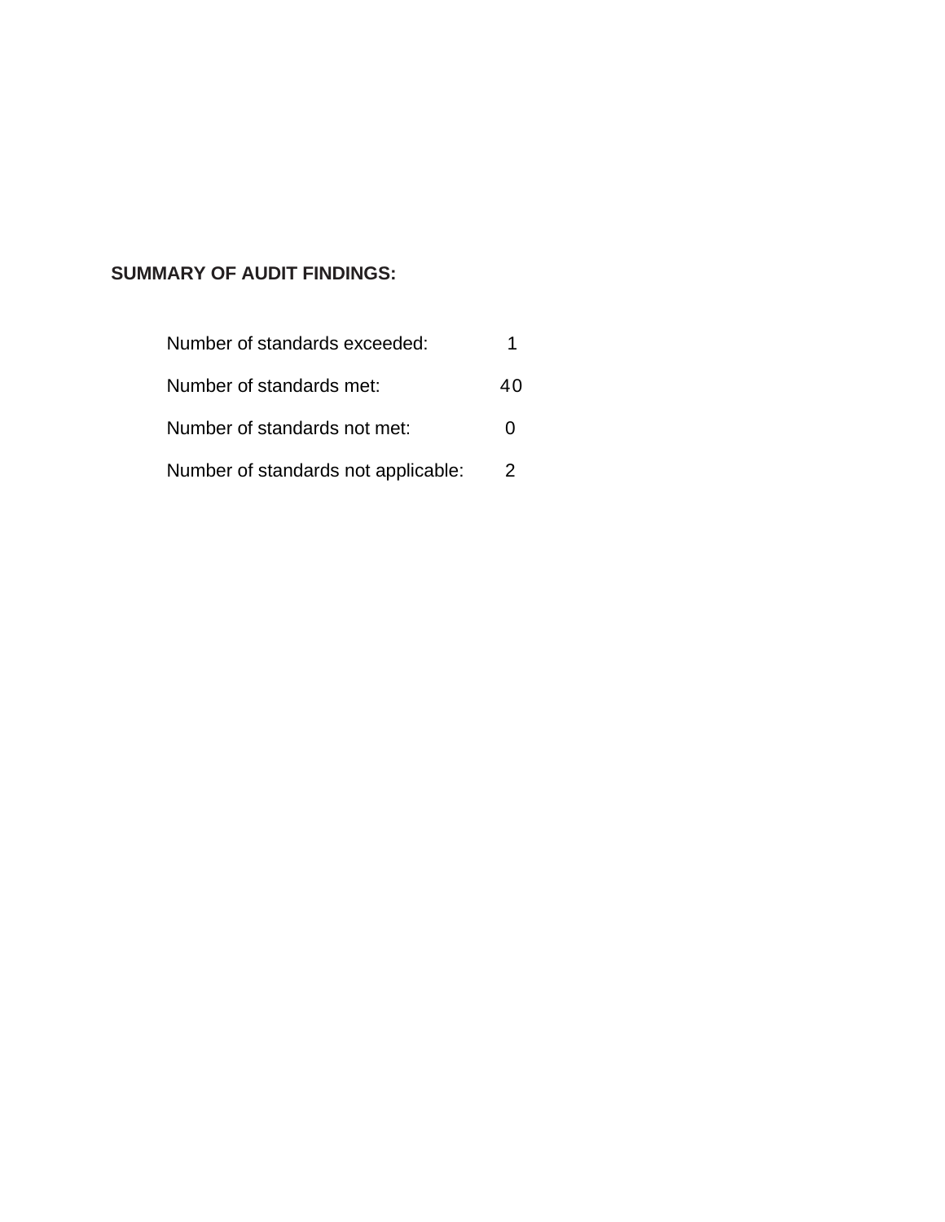**SUMMARY OF AUDIT FINDINGS:**

| | |
|---|---|
| Number of standards exceeded: | 1 |
| Number of standards met: | 40 |
| Number of standards not met: | 0 |
| Number of standards not applicable: | 2 |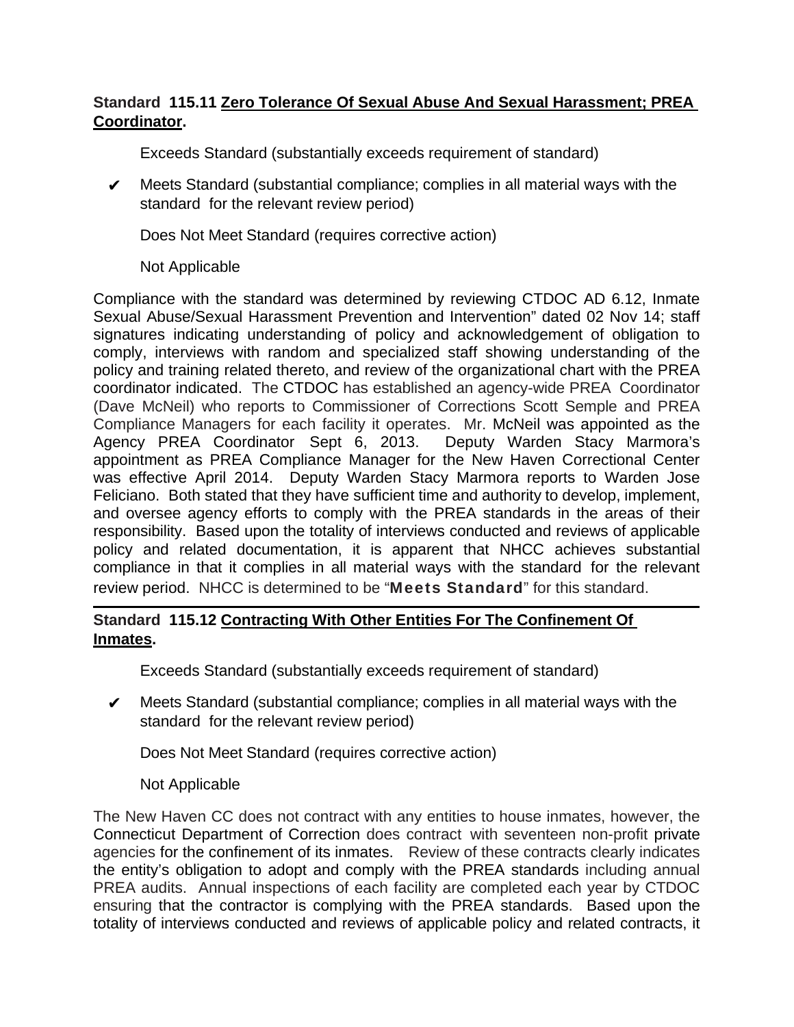**Standard 115.11 Zero Tolerance Of Sexual Abuse And Sexual Harassment; PREA Coordinator.**

Exceeds Standard (substantially exceeds requirement of standard)

✔ Meets Standard (substantial compliance; complies in all material ways with the standard for the relevant review period)

Does Not Meet Standard (requires corrective action)

Not Applicable

Compliance with the standard was determined by reviewing CTDOC AD 6.12, Inmate Sexual Abuse/Sexual Harassment Prevention and Intervention" dated 02 Nov 14; staff signatures indicating understanding of policy and acknowledgement of obligation to comply, interviews with random and specialized staff showing understanding of the policy and training related thereto, and review of the organizational chart with the PREA coordinator indicated. The CTDOC has established an agency-wide PREA Coordinator (Dave McNeil) who reports to Commissioner of Corrections Scott Semple and PREA Compliance Managers for each facility it operates. Mr. McNeil was appointed as the Agency PREA Coordinator Sept 6, 2013. Deputy Warden Stacy Marmora's appointment as PREA Compliance Manager for the New Haven Correctional Center was effective April 2014. Deputy Warden Stacy Marmora reports to Warden Jose Feliciano. Both stated that they have sufficient time and authority to develop, implement, and oversee agency efforts to comply with the PREA standards in the areas of their responsibility. Based upon the totality of interviews conducted and reviews of applicable policy and related documentation, it is apparent that NHCC achieves substantial compliance in that it complies in all material ways with the standard for the relevant review period. NHCC is determined to be "**Meets Standard**" for this standard.

---

**Standard 115.12 Contracting With Other Entities For The Confinement Of Inmates.**

Exceeds Standard (substantially exceeds requirement of standard)

✔ Meets Standard (substantial compliance; complies in all material ways with the standard for the relevant review period)

Does Not Meet Standard (requires corrective action)

Not Applicable

The New Haven CC does not contract with any entities to house inmates, however, the Connecticut Department of Correction does contract with seventeen non-profit private agencies for the confinement of its inmates. Review of these contracts clearly indicates the entity's obligation to adopt and comply with the PREA standards including annual PREA audits. Annual inspections of each facility are completed each year by CTDOC ensuring that the contractor is complying with the PREA standards. Based upon the totality of interviews conducted and reviews of applicable policy and related contracts, it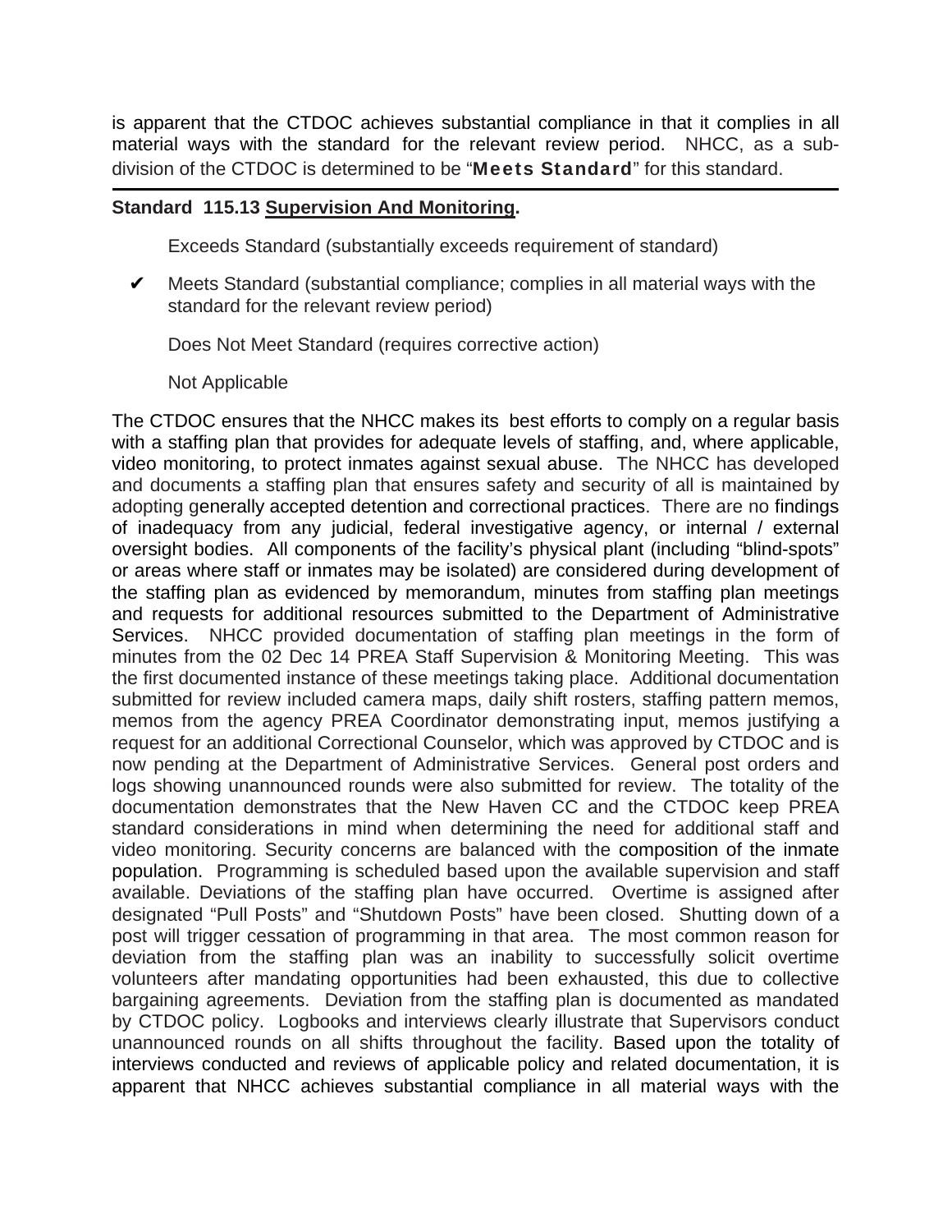is apparent that the CTDOC achieves substantial compliance in that it complies in all material ways with the standard for the relevant review period. NHCC, as a sub-division of the CTDOC is determined to be "**Meets Standard**" for this standard.

---

**Standard 115.13 Supervision And Monitoring.**

Exceeds Standard (substantially exceeds requirement of standard)

✔ Meets Standard (substantial compliance; complies in all material ways with the standard for the relevant review period)

Does Not Meet Standard (requires corrective action)

Not Applicable

The CTDOC ensures that the NHCC makes its best efforts to comply on a regular basis with a staffing plan that provides for adequate levels of staffing, and, where applicable, video monitoring, to protect inmates against sexual abuse. The NHCC has developed and documents a staffing plan that ensures safety and security of all is maintained by adopting generally accepted detention and correctional practices. There are no findings of inadequacy from any judicial, federal investigative agency, or internal / external oversight bodies. All components of the facility's physical plant (including "blind-spots" or areas where staff or inmates may be isolated) are considered during development of the staffing plan as evidenced by memorandum, minutes from staffing plan meetings and requests for additional resources submitted to the Department of Administrative Services. NHCC provided documentation of staffing plan meetings in the form of minutes from the 02 Dec 14 PREA Staff Supervision & Monitoring Meeting. This was the first documented instance of these meetings taking place. Additional documentation submitted for review included camera maps, daily shift rosters, staffing pattern memos, memos from the agency PREA Coordinator demonstrating input, memos justifying a request for an additional Correctional Counselor, which was approved by CTDOC and is now pending at the Department of Administrative Services. General post orders and logs showing unannounced rounds were also submitted for review. The totality of the documentation demonstrates that the New Haven CC and the CTDOC keep PREA standard considerations in mind when determining the need for additional staff and video monitoring. Security concerns are balanced with the composition of the inmate population. Programming is scheduled based upon the available supervision and staff available. Deviations of the staffing plan have occurred. Overtime is assigned after designated "Pull Posts" and "Shutdown Posts" have been closed. Shutting down of a post will trigger cessation of programming in that area. The most common reason for deviation from the staffing plan was an inability to successfully solicit overtime volunteers after mandating opportunities had been exhausted, this due to collective bargaining agreements. Deviation from the staffing plan is documented as mandated by CTDOC policy. Logbooks and interviews clearly illustrate that Supervisors conduct unannounced rounds on all shifts throughout the facility. Based upon the totality of interviews conducted and reviews of applicable policy and related documentation, it is apparent that NHCC achieves substantial compliance in all material ways with the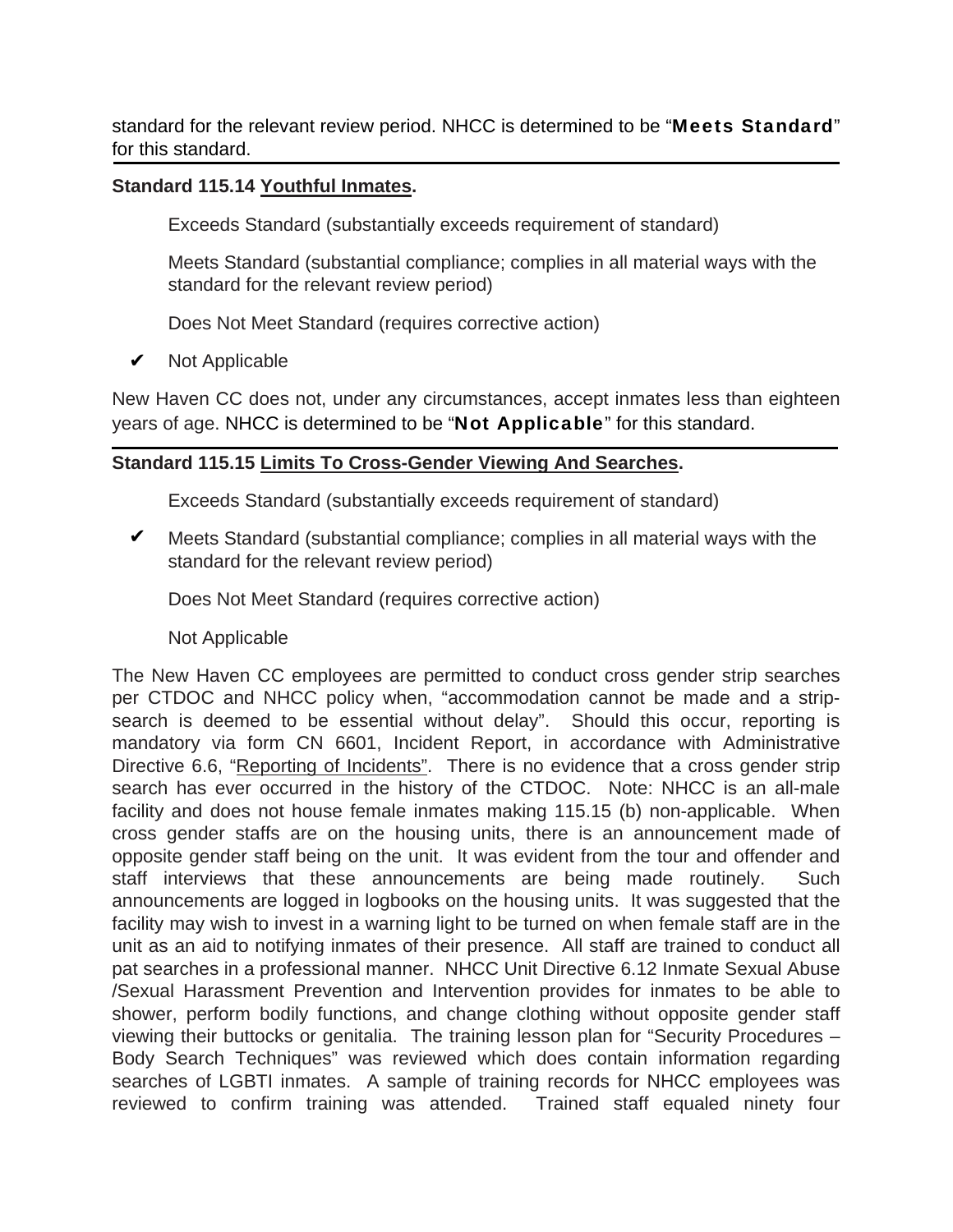standard for the relevant review period. NHCC is determined to be "**Meets Standard**" for this standard.

---

**Standard 115.14 Youthful Inmates.**

Exceeds Standard (substantially exceeds requirement of standard)

Meets Standard (substantial compliance; complies in all material ways with the standard for the relevant review period)

Does Not Meet Standard (requires corrective action)

✔ Not Applicable

New Haven CC does not, under any circumstances, accept inmates less than eighteen years of age. NHCC is determined to be "**Not Applicable**" for this standard.

---

**Standard 115.15 Limits To Cross-Gender Viewing And Searches.**

Exceeds Standard (substantially exceeds requirement of standard)

✔ Meets Standard (substantial compliance; complies in all material ways with the standard for the relevant review period)

Does Not Meet Standard (requires corrective action)

Not Applicable

The New Haven CC employees are permitted to conduct cross gender strip searches per CTDOC and NHCC policy when, "accommodation cannot be made and a strip-search is deemed to be essential without delay". Should this occur, reporting is mandatory via form CN 6601, Incident Report, in accordance with Administrative Directive 6.6, "Reporting of Incidents". There is no evidence that a cross gender strip search has ever occurred in the history of the CTDOC. Note: NHCC is an all-male facility and does not house female inmates making 115.15 (b) non-applicable. When cross gender staffs are on the housing units, there is an announcement made of opposite gender staff being on the unit. It was evident from the tour and offender and staff interviews that these announcements are being made routinely. Such announcements are logged in logbooks on the housing units. It was suggested that the facility may wish to invest in a warning light to be turned on when female staff are in the unit as an aid to notifying inmates of their presence. All staff are trained to conduct all pat searches in a professional manner. NHCC Unit Directive 6.12 Inmate Sexual Abuse /Sexual Harassment Prevention and Intervention provides for inmates to be able to shower, perform bodily functions, and change clothing without opposite gender staff viewing their buttocks or genitalia. The training lesson plan for "Security Procedures – Body Search Techniques" was reviewed which does contain information regarding searches of LGBTI inmates. A sample of training records for NHCC employees was reviewed to confirm training was attended. Trained staff equaled ninety four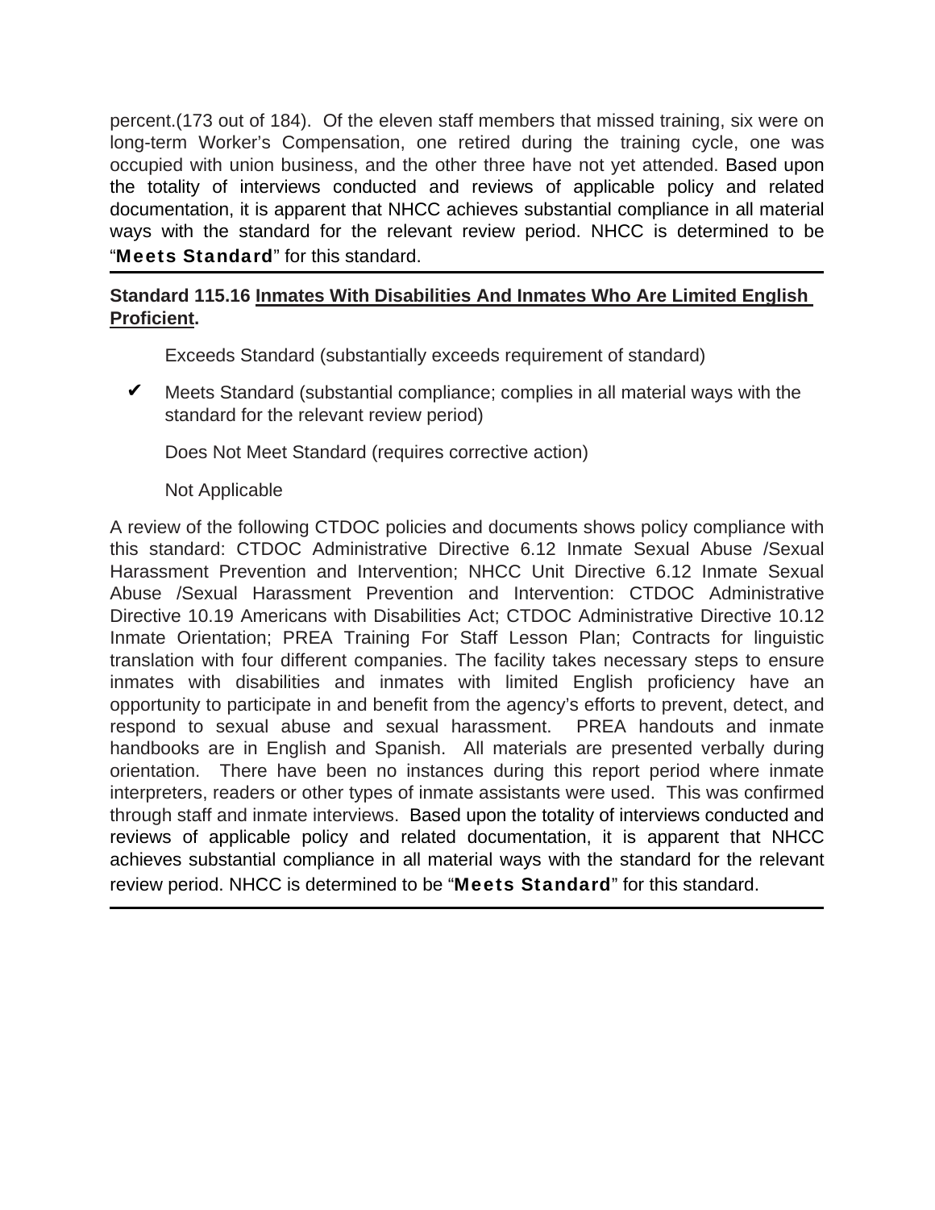percent.(173 out of 184). Of the eleven staff members that missed training, six were on long-term Worker's Compensation, one retired during the training cycle, one was occupied with union business, and the other three have not yet attended. Based upon the totality of interviews conducted and reviews of applicable policy and related documentation, it is apparent that NHCC achieves substantial compliance in all material ways with the standard for the relevant review period. NHCC is determined to be "**Meets Standard**" for this standard.

---

**Standard 115.16 Inmates With Disabilities And Inmates Who Are Limited English Proficient.**

Exceeds Standard (substantially exceeds requirement of standard)

✔ Meets Standard (substantial compliance; complies in all material ways with the standard for the relevant review period)

Does Not Meet Standard (requires corrective action)

Not Applicable

A review of the following CTDOC policies and documents shows policy compliance with this standard: CTDOC Administrative Directive 6.12 Inmate Sexual Abuse /Sexual Harassment Prevention and Intervention; NHCC Unit Directive 6.12 Inmate Sexual Abuse /Sexual Harassment Prevention and Intervention: CTDOC Administrative Directive 10.19 Americans with Disabilities Act; CTDOC Administrative Directive 10.12 Inmate Orientation; PREA Training For Staff Lesson Plan; Contracts for linguistic translation with four different companies. The facility takes necessary steps to ensure inmates with disabilities and inmates with limited English proficiency have an opportunity to participate in and benefit from the agency's efforts to prevent, detect, and respond to sexual abuse and sexual harassment. PREA handouts and inmate handbooks are in English and Spanish. All materials are presented verbally during orientation. There have been no instances during this report period where inmate interpreters, readers or other types of inmate assistants were used. This was confirmed through staff and inmate interviews. Based upon the totality of interviews conducted and reviews of applicable policy and related documentation, it is apparent that NHCC achieves substantial compliance in all material ways with the standard for the relevant review period. NHCC is determined to be "**Meets Standard**" for this standard.

---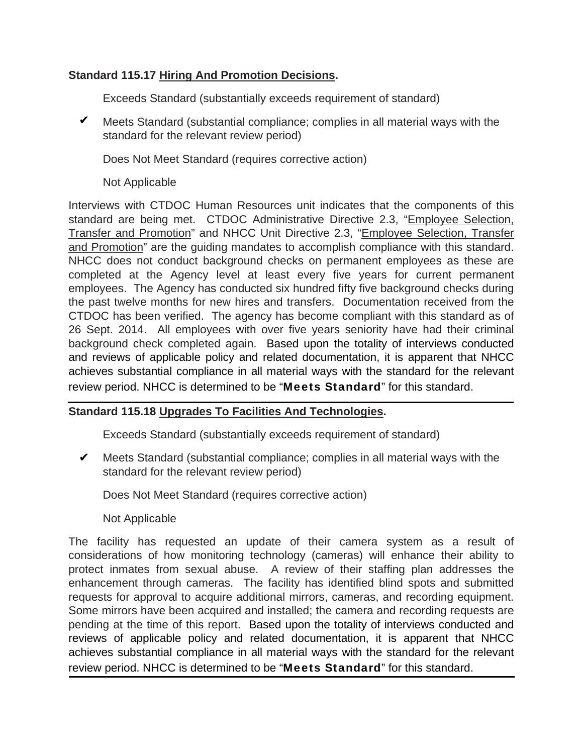**Standard 115.17 Hiring And Promotion Decisions.**

Exceeds Standard (substantially exceeds requirement of standard)

✔ Meets Standard (substantial compliance; complies in all material ways with the standard for the relevant review period)

Does Not Meet Standard (requires corrective action)

Not Applicable

Interviews with CTDOC Human Resources unit indicates that the components of this standard are being met. CTDOC Administrative Directive 2.3, "Employee Selection, Transfer and Promotion" and NHCC Unit Directive 2.3, "Employee Selection, Transfer and Promotion" are the guiding mandates to accomplish compliance with this standard. NHCC does not conduct background checks on permanent employees as these are completed at the Agency level at least every five years for current permanent employees. The Agency has conducted six hundred fifty five background checks during the past twelve months for new hires and transfers. Documentation received from the CTDOC has been verified. The agency has become compliant with this standard as of 26 Sept. 2014. All employees with over five years seniority have had their criminal background check completed again. Based upon the totality of interviews conducted and reviews of applicable policy and related documentation, it is apparent that NHCC achieves substantial compliance in all material ways with the standard for the relevant review period. NHCC is determined to be "**Meets Standard**" for this standard.

---

**Standard 115.18 Upgrades To Facilities And Technologies.**

Exceeds Standard (substantially exceeds requirement of standard)

✔ Meets Standard (substantial compliance; complies in all material ways with the standard for the relevant review period)

Does Not Meet Standard (requires corrective action)

Not Applicable

The facility has requested an update of their camera system as a result of considerations of how monitoring technology (cameras) will enhance their ability to protect inmates from sexual abuse. A review of their staffing plan addresses the enhancement through cameras. The facility has identified blind spots and submitted requests for approval to acquire additional mirrors, cameras, and recording equipment. Some mirrors have been acquired and installed; the camera and recording requests are pending at the time of this report. Based upon the totality of interviews conducted and reviews of applicable policy and related documentation, it is apparent that NHCC achieves substantial compliance in all material ways with the standard for the relevant review period. NHCC is determined to be "**Meets Standard**" for this standard.

---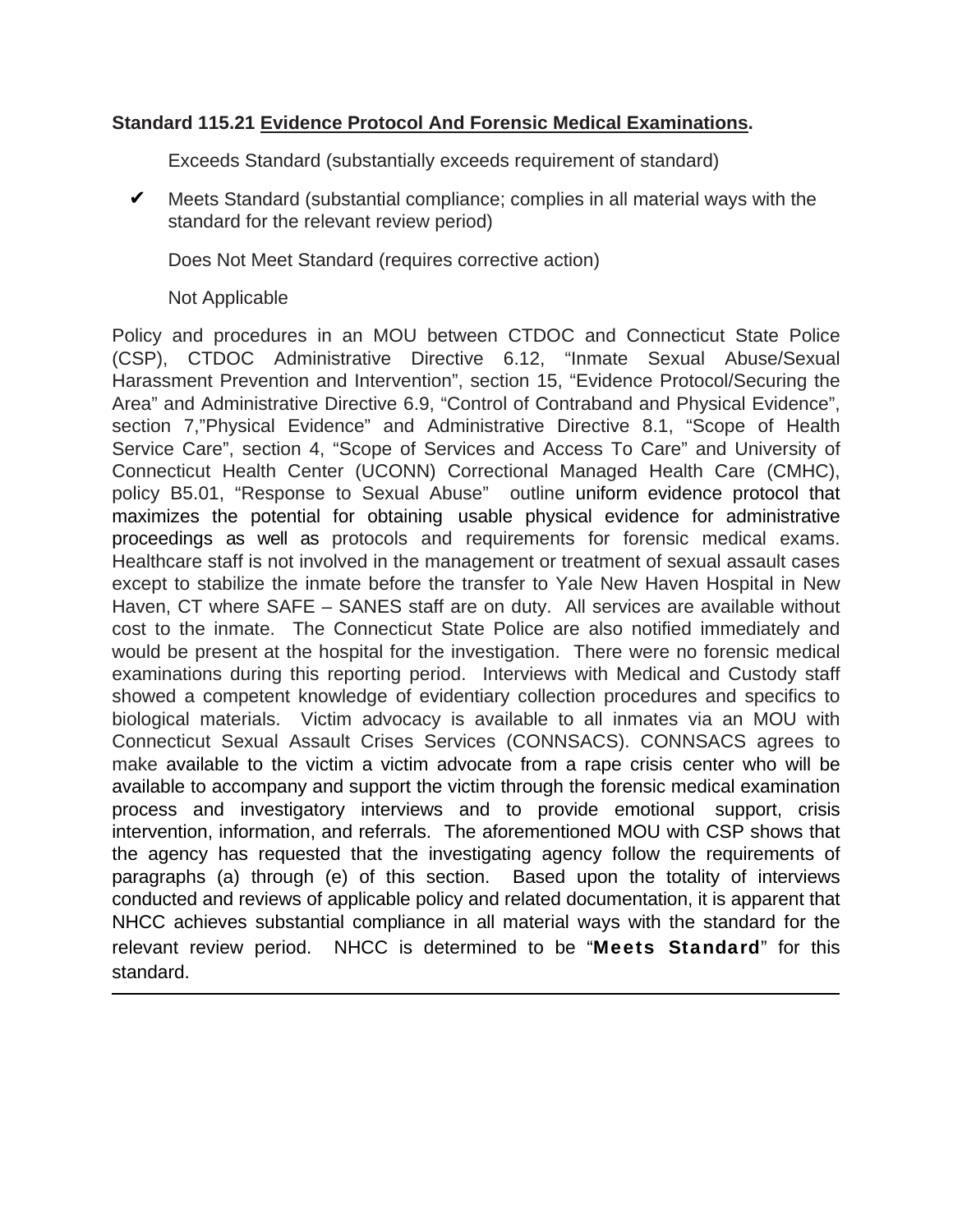**Standard 115.21 Evidence Protocol And Forensic Medical Examinations.**

Exceeds Standard (substantially exceeds requirement of standard)

✔ Meets Standard (substantial compliance; complies in all material ways with the standard for the relevant review period)

Does Not Meet Standard (requires corrective action)

Not Applicable

Policy and procedures in an MOU between CTDOC and Connecticut State Police (CSP), CTDOC Administrative Directive 6.12, "Inmate Sexual Abuse/Sexual Harassment Prevention and Intervention", section 15, "Evidence Protocol/Securing the Area" and Administrative Directive 6.9, "Control of Contraband and Physical Evidence", section 7,"Physical Evidence" and Administrative Directive 8.1, "Scope of Health Service Care", section 4, "Scope of Services and Access To Care" and University of Connecticut Health Center (UCONN) Correctional Managed Health Care (CMHC), policy B5.01, "Response to Sexual Abuse" outline uniform evidence protocol that maximizes the potential for obtaining usable physical evidence for administrative proceedings as well as protocols and requirements for forensic medical exams. Healthcare staff is not involved in the management or treatment of sexual assault cases except to stabilize the inmate before the transfer to Yale New Haven Hospital in New Haven, CT where SAFE – SANES staff are on duty. All services are available without cost to the inmate. The Connecticut State Police are also notified immediately and would be present at the hospital for the investigation. There were no forensic medical examinations during this reporting period. Interviews with Medical and Custody staff showed a competent knowledge of evidentiary collection procedures and specifics to biological materials. Victim advocacy is available to all inmates via an MOU with Connecticut Sexual Assault Crises Services (CONNSACS). CONNSACS agrees to make available to the victim a victim advocate from a rape crisis center who will be available to accompany and support the victim through the forensic medical examination process and investigatory interviews and to provide emotional support, crisis intervention, information, and referrals. The aforementioned MOU with CSP shows that the agency has requested that the investigating agency follow the requirements of paragraphs (a) through (e) of this section. Based upon the totality of interviews conducted and reviews of applicable policy and related documentation, it is apparent that NHCC achieves substantial compliance in all material ways with the standard for the relevant review period. NHCC is determined to be "**Meets Standard**" for this standard.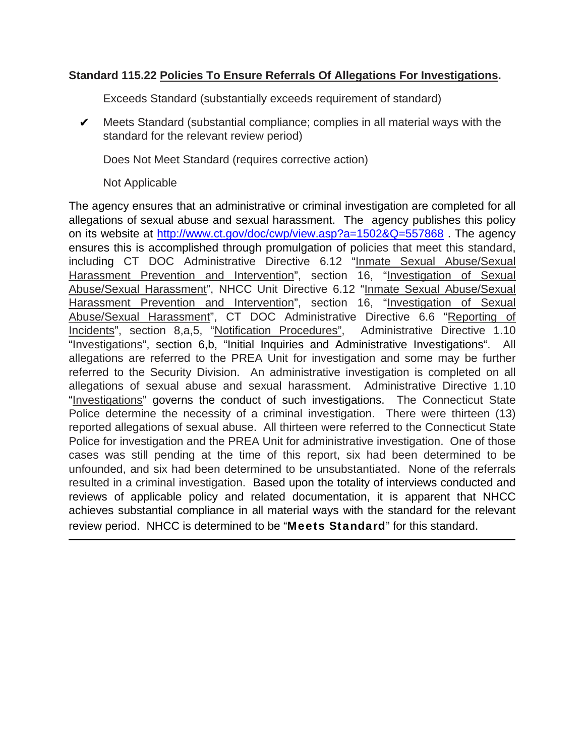**Standard 115.22 Policies To Ensure Referrals Of Allegations For Investigations.**

Exceeds Standard (substantially exceeds requirement of standard)

✔ Meets Standard (substantial compliance; complies in all material ways with the standard for the relevant review period)

Does Not Meet Standard (requires corrective action)

Not Applicable

The agency ensures that an administrative or criminal investigation are completed for all allegations of sexual abuse and sexual harassment. The agency publishes this policy on its website at http://www.ct.gov/doc/cwp/view.asp?a=1502&Q=557868 . The agency ensures this is accomplished through promulgation of policies that meet this standard, including CT DOC Administrative Directive 6.12 "Inmate Sexual Abuse/Sexual Harassment Prevention and Intervention", section 16, "Investigation of Sexual Abuse/Sexual Harassment", NHCC Unit Directive 6.12 "Inmate Sexual Abuse/Sexual Harassment Prevention and Intervention", section 16, "Investigation of Sexual Abuse/Sexual Harassment", CT DOC Administrative Directive 6.6 "Reporting of Incidents", section 8,a,5, "Notification Procedures", Administrative Directive 1.10 "Investigations", section 6,b, "Initial Inquiries and Administrative Investigations". All allegations are referred to the PREA Unit for investigation and some may be further referred to the Security Division. An administrative investigation is completed on all allegations of sexual abuse and sexual harassment. Administrative Directive 1.10 "Investigations" governs the conduct of such investigations. The Connecticut State Police determine the necessity of a criminal investigation. There were thirteen (13) reported allegations of sexual abuse. All thirteen were referred to the Connecticut State Police for investigation and the PREA Unit for administrative investigation. One of those cases was still pending at the time of this report, six had been determined to be unfounded, and six had been determined to be unsubstantiated. None of the referrals resulted in a criminal investigation. Based upon the totality of interviews conducted and reviews of applicable policy and related documentation, it is apparent that NHCC achieves substantial compliance in all material ways with the standard for the relevant review period. NHCC is determined to be "**Meets Standard**" for this standard.

---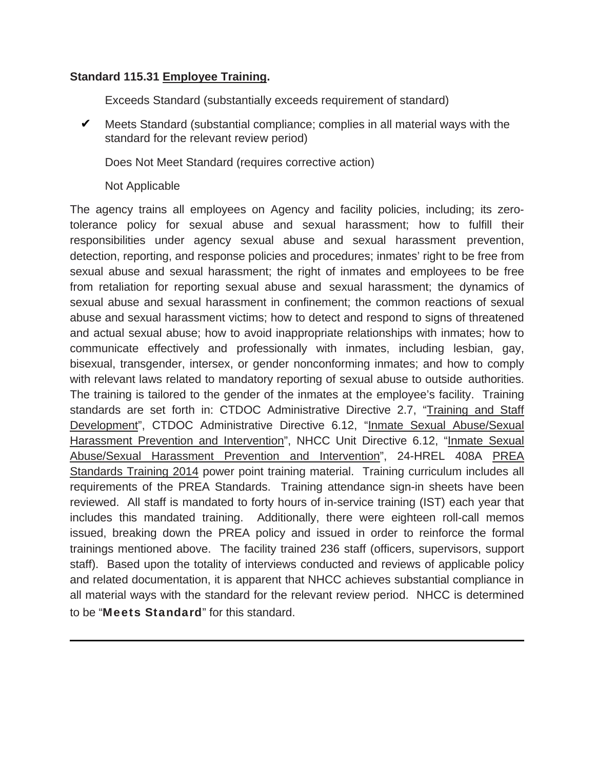**Standard 115.31 Employee Training.**

Exceeds Standard (substantially exceeds requirement of standard)

✔ Meets Standard (substantial compliance; complies in all material ways with the standard for the relevant review period)

Does Not Meet Standard (requires corrective action)

Not Applicable

The agency trains all employees on Agency and facility policies, including; its zero-tolerance policy for sexual abuse and sexual harassment; how to fulfill their responsibilities under agency sexual abuse and sexual harassment prevention, detection, reporting, and response policies and procedures; inmates' right to be free from sexual abuse and sexual harassment; the right of inmates and employees to be free from retaliation for reporting sexual abuse and sexual harassment; the dynamics of sexual abuse and sexual harassment in confinement; the common reactions of sexual abuse and sexual harassment victims; how to detect and respond to signs of threatened and actual sexual abuse; how to avoid inappropriate relationships with inmates; how to communicate effectively and professionally with inmates, including lesbian, gay, bisexual, transgender, intersex, or gender nonconforming inmates; and how to comply with relevant laws related to mandatory reporting of sexual abuse to outside authorities. The training is tailored to the gender of the inmates at the employee's facility. Training standards are set forth in: CTDOC Administrative Directive 2.7, "Training and Staff Development", CTDOC Administrative Directive 6.12, "Inmate Sexual Abuse/Sexual Harassment Prevention and Intervention", NHCC Unit Directive 6.12, "Inmate Sexual Abuse/Sexual Harassment Prevention and Intervention", 24-HREL 408A PREA Standards Training 2014 power point training material. Training curriculum includes all requirements of the PREA Standards. Training attendance sign-in sheets have been reviewed. All staff is mandated to forty hours of in-service training (IST) each year that includes this mandated training. Additionally, there were eighteen roll-call memos issued, breaking down the PREA policy and issued in order to reinforce the formal trainings mentioned above. The facility trained 236 staff (officers, supervisors, support staff). Based upon the totality of interviews conducted and reviews of applicable policy and related documentation, it is apparent that NHCC achieves substantial compliance in all material ways with the standard for the relevant review period. NHCC is determined to be "**Meets Standard**" for this standard.

---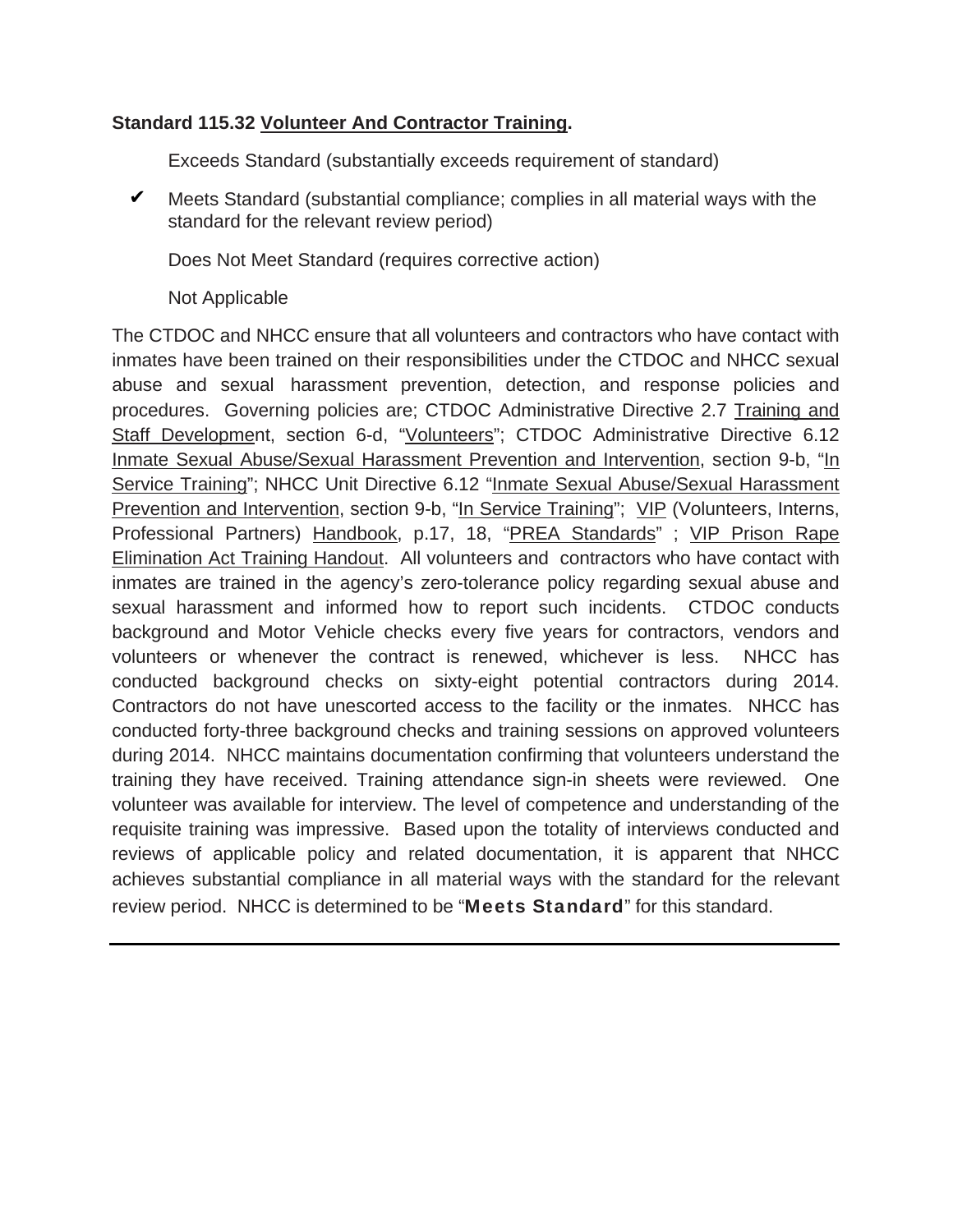**Standard 115.32 Volunteer And Contractor Training.**

Exceeds Standard (substantially exceeds requirement of standard)

✔ Meets Standard (substantial compliance; complies in all material ways with the standard for the relevant review period)

Does Not Meet Standard (requires corrective action)

Not Applicable

The CTDOC and NHCC ensure that all volunteers and contractors who have contact with inmates have been trained on their responsibilities under the CTDOC and NHCC sexual abuse and sexual harassment prevention, detection, and response policies and procedures. Governing policies are; CTDOC Administrative Directive 2.7 Training and Staff Development, section 6-d, "Volunteers"; CTDOC Administrative Directive 6.12 Inmate Sexual Abuse/Sexual Harassment Prevention and Intervention, section 9-b, "In Service Training"; NHCC Unit Directive 6.12 "Inmate Sexual Abuse/Sexual Harassment Prevention and Intervention, section 9-b, "In Service Training"; VIP (Volunteers, Interns, Professional Partners) Handbook, p.17, 18, "PREA Standards" ; VIP Prison Rape Elimination Act Training Handout. All volunteers and contractors who have contact with inmates are trained in the agency's zero-tolerance policy regarding sexual abuse and sexual harassment and informed how to report such incidents. CTDOC conducts background and Motor Vehicle checks every five years for contractors, vendors and volunteers or whenever the contract is renewed, whichever is less. NHCC has conducted background checks on sixty-eight potential contractors during 2014. Contractors do not have unescorted access to the facility or the inmates. NHCC has conducted forty-three background checks and training sessions on approved volunteers during 2014. NHCC maintains documentation confirming that volunteers understand the training they have received. Training attendance sign-in sheets were reviewed. One volunteer was available for interview. The level of competence and understanding of the requisite training was impressive. Based upon the totality of interviews conducted and reviews of applicable policy and related documentation, it is apparent that NHCC achieves substantial compliance in all material ways with the standard for the relevant review period. NHCC is determined to be "**Meets Standard**" for this standard.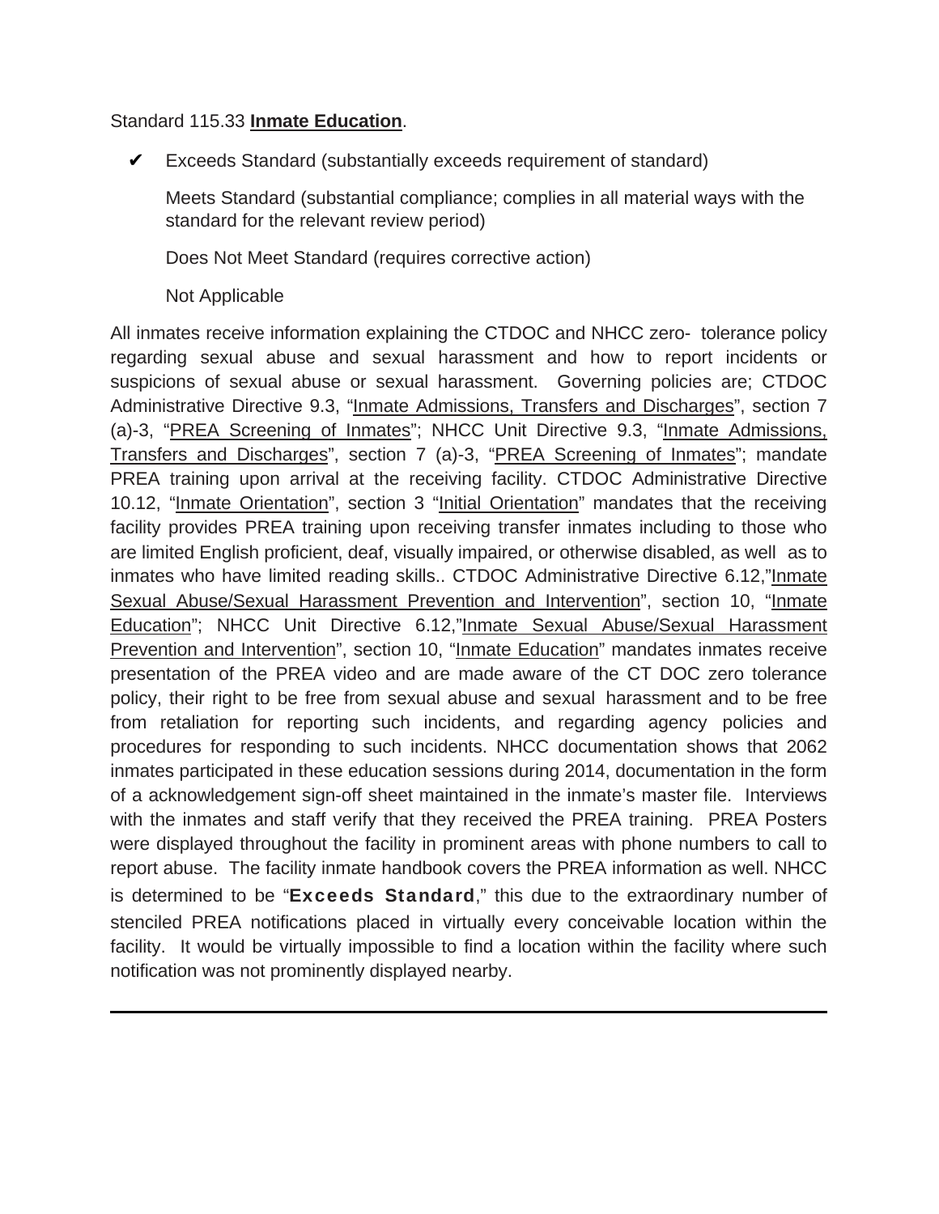Standard 115.33 **Inmate Education**.

✔ Exceeds Standard (substantially exceeds requirement of standard)

Meets Standard (substantial compliance; complies in all material ways with the standard for the relevant review period)

Does Not Meet Standard (requires corrective action)

Not Applicable

All inmates receive information explaining the CTDOC and NHCC zero- tolerance policy regarding sexual abuse and sexual harassment and how to report incidents or suspicions of sexual abuse or sexual harassment. Governing policies are; CTDOC Administrative Directive 9.3, "Inmate Admissions, Transfers and Discharges", section 7 (a)-3, "PREA Screening of Inmates"; NHCC Unit Directive 9.3, "Inmate Admissions, Transfers and Discharges", section 7 (a)-3, "PREA Screening of Inmates"; mandate PREA training upon arrival at the receiving facility. CTDOC Administrative Directive 10.12, "Inmate Orientation", section 3 "Initial Orientation" mandates that the receiving facility provides PREA training upon receiving transfer inmates including to those who are limited English proficient, deaf, visually impaired, or otherwise disabled, as well as to inmates who have limited reading skills.. CTDOC Administrative Directive 6.12,"Inmate Sexual Abuse/Sexual Harassment Prevention and Intervention", section 10, "Inmate Education"; NHCC Unit Directive 6.12,"Inmate Sexual Abuse/Sexual Harassment Prevention and Intervention", section 10, "Inmate Education" mandates inmates receive presentation of the PREA video and are made aware of the CT DOC zero tolerance policy, their right to be free from sexual abuse and sexual harassment and to be free from retaliation for reporting such incidents, and regarding agency policies and procedures for responding to such incidents. NHCC documentation shows that 2062 inmates participated in these education sessions during 2014, documentation in the form of a acknowledgement sign-off sheet maintained in the inmate's master file. Interviews with the inmates and staff verify that they received the PREA training. PREA Posters were displayed throughout the facility in prominent areas with phone numbers to call to report abuse. The facility inmate handbook covers the PREA information as well. NHCC is determined to be "**Exceeds Standard**," this due to the extraordinary number of stenciled PREA notifications placed in virtually every conceivable location within the facility. It would be virtually impossible to find a location within the facility where such notification was not prominently displayed nearby.

---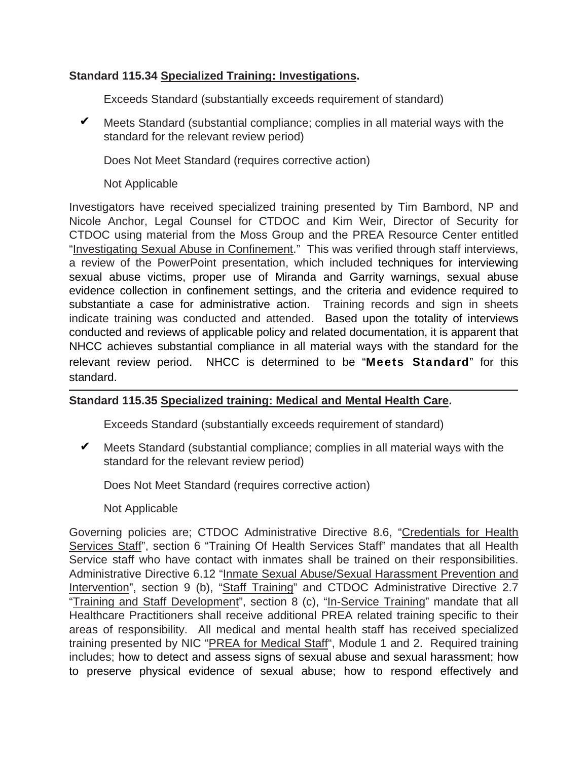**Standard 115.34 Specialized Training: Investigations.**

Exceeds Standard (substantially exceeds requirement of standard)

✔ Meets Standard (substantial compliance; complies in all material ways with the standard for the relevant review period)

Does Not Meet Standard (requires corrective action)

Not Applicable

Investigators have received specialized training presented by Tim Bambord, NP and Nicole Anchor, Legal Counsel for CTDOC and Kim Weir, Director of Security for CTDOC using material from the Moss Group and the PREA Resource Center entitled "Investigating Sexual Abuse in Confinement." This was verified through staff interviews, a review of the PowerPoint presentation, which included techniques for interviewing sexual abuse victims, proper use of Miranda and Garrity warnings, sexual abuse evidence collection in confinement settings, and the criteria and evidence required to substantiate a case for administrative action. Training records and sign in sheets indicate training was conducted and attended. Based upon the totality of interviews conducted and reviews of applicable policy and related documentation, it is apparent that NHCC achieves substantial compliance in all material ways with the standard for the relevant review period. NHCC is determined to be "**Meets Standard**" for this standard.

---

**Standard 115.35 Specialized training: Medical and Mental Health Care.**

Exceeds Standard (substantially exceeds requirement of standard)

✔ Meets Standard (substantial compliance; complies in all material ways with the standard for the relevant review period)

Does Not Meet Standard (requires corrective action)

Not Applicable

Governing policies are; CTDOC Administrative Directive 8.6, "Credentials for Health Services Staff", section 6 "Training Of Health Services Staff" mandates that all Health Service staff who have contact with inmates shall be trained on their responsibilities. Administrative Directive 6.12 "Inmate Sexual Abuse/Sexual Harassment Prevention and Intervention", section 9 (b), "Staff Training" and CTDOC Administrative Directive 2.7 "Training and Staff Development", section 8 (c), "In-Service Training" mandate that all Healthcare Practitioners shall receive additional PREA related training specific to their areas of responsibility. All medical and mental health staff has received specialized training presented by NIC "PREA for Medical Staff", Module 1 and 2. Required training includes; how to detect and assess signs of sexual abuse and sexual harassment; how to preserve physical evidence of sexual abuse; how to respond effectively and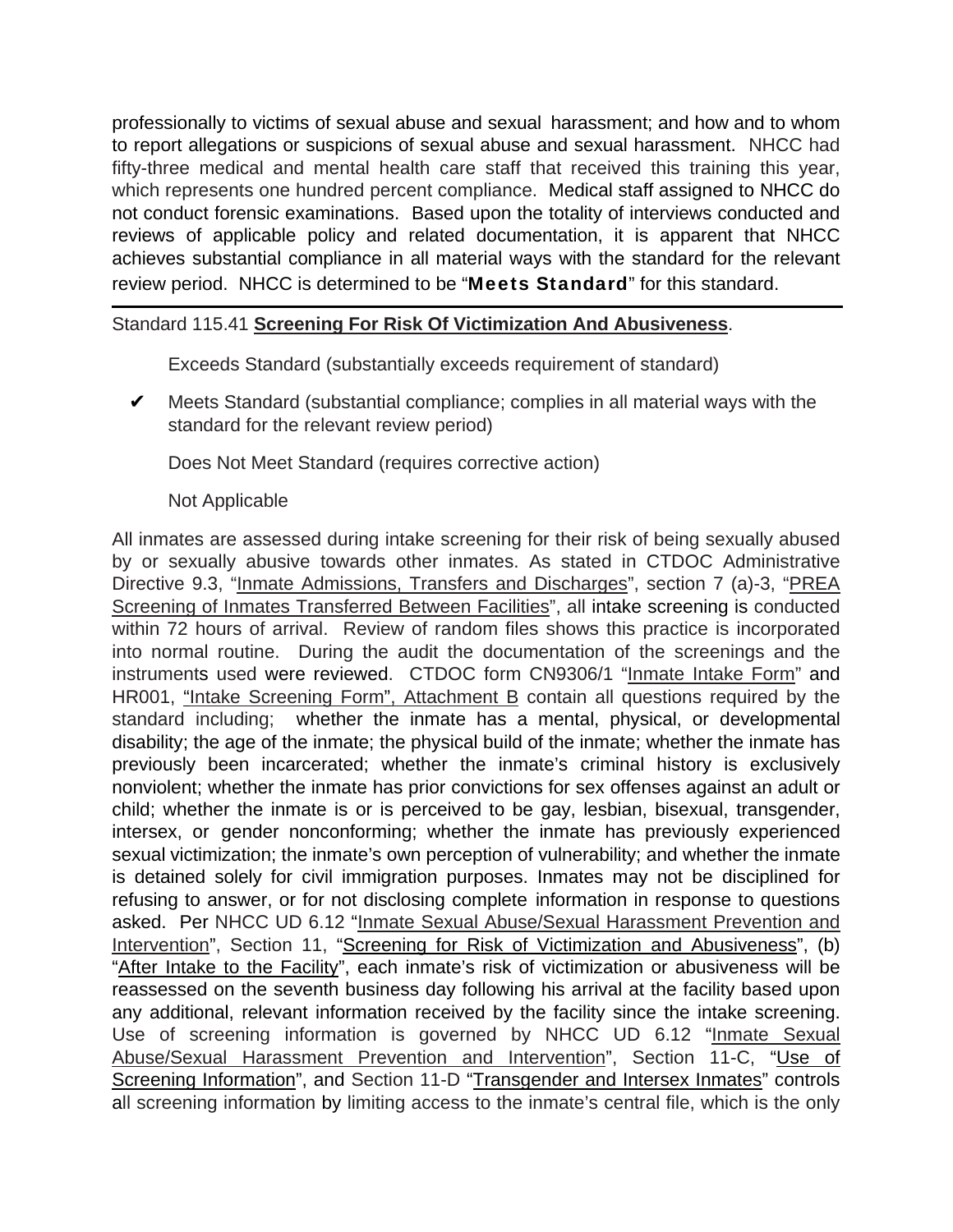professionally to victims of sexual abuse and sexual harassment; and how and to whom to report allegations or suspicions of sexual abuse and sexual harassment. NHCC had fifty-three medical and mental health care staff that received this training this year, which represents one hundred percent compliance. Medical staff assigned to NHCC do not conduct forensic examinations. Based upon the totality of interviews conducted and reviews of applicable policy and related documentation, it is apparent that NHCC achieves substantial compliance in all material ways with the standard for the relevant review period. NHCC is determined to be "**Meets Standard**" for this standard.

---

Standard 115.41 **Screening For Risk Of Victimization And Abusiveness**.

Exceeds Standard (substantially exceeds requirement of standard)

✔ Meets Standard (substantial compliance; complies in all material ways with the standard for the relevant review period)

Does Not Meet Standard (requires corrective action)

Not Applicable

All inmates are assessed during intake screening for their risk of being sexually abused by or sexually abusive towards other inmates. As stated in CTDOC Administrative Directive 9.3, "Inmate Admissions, Transfers and Discharges", section 7 (a)-3, "PREA Screening of Inmates Transferred Between Facilities", all intake screening is conducted within 72 hours of arrival. Review of random files shows this practice is incorporated into normal routine. During the audit the documentation of the screenings and the instruments used were reviewed. CTDOC form CN9306/1 "Inmate Intake Form" and HR001, "Intake Screening Form", Attachment B contain all questions required by the standard including; whether the inmate has a mental, physical, or developmental disability; the age of the inmate; the physical build of the inmate; whether the inmate has previously been incarcerated; whether the inmate's criminal history is exclusively nonviolent; whether the inmate has prior convictions for sex offenses against an adult or child; whether the inmate is or is perceived to be gay, lesbian, bisexual, transgender, intersex, or gender nonconforming; whether the inmate has previously experienced sexual victimization; the inmate's own perception of vulnerability; and whether the inmate is detained solely for civil immigration purposes. Inmates may not be disciplined for refusing to answer, or for not disclosing complete information in response to questions asked. Per NHCC UD 6.12 "Inmate Sexual Abuse/Sexual Harassment Prevention and Intervention", Section 11, "Screening for Risk of Victimization and Abusiveness", (b) "After Intake to the Facility", each inmate's risk of victimization or abusiveness will be reassessed on the seventh business day following his arrival at the facility based upon any additional, relevant information received by the facility since the intake screening. Use of screening information is governed by NHCC UD 6.12 "Inmate Sexual Abuse/Sexual Harassment Prevention and Intervention", Section 11-C, "Use of Screening Information", and Section 11-D "Transgender and Intersex Inmates" controls all screening information by limiting access to the inmate's central file, which is the only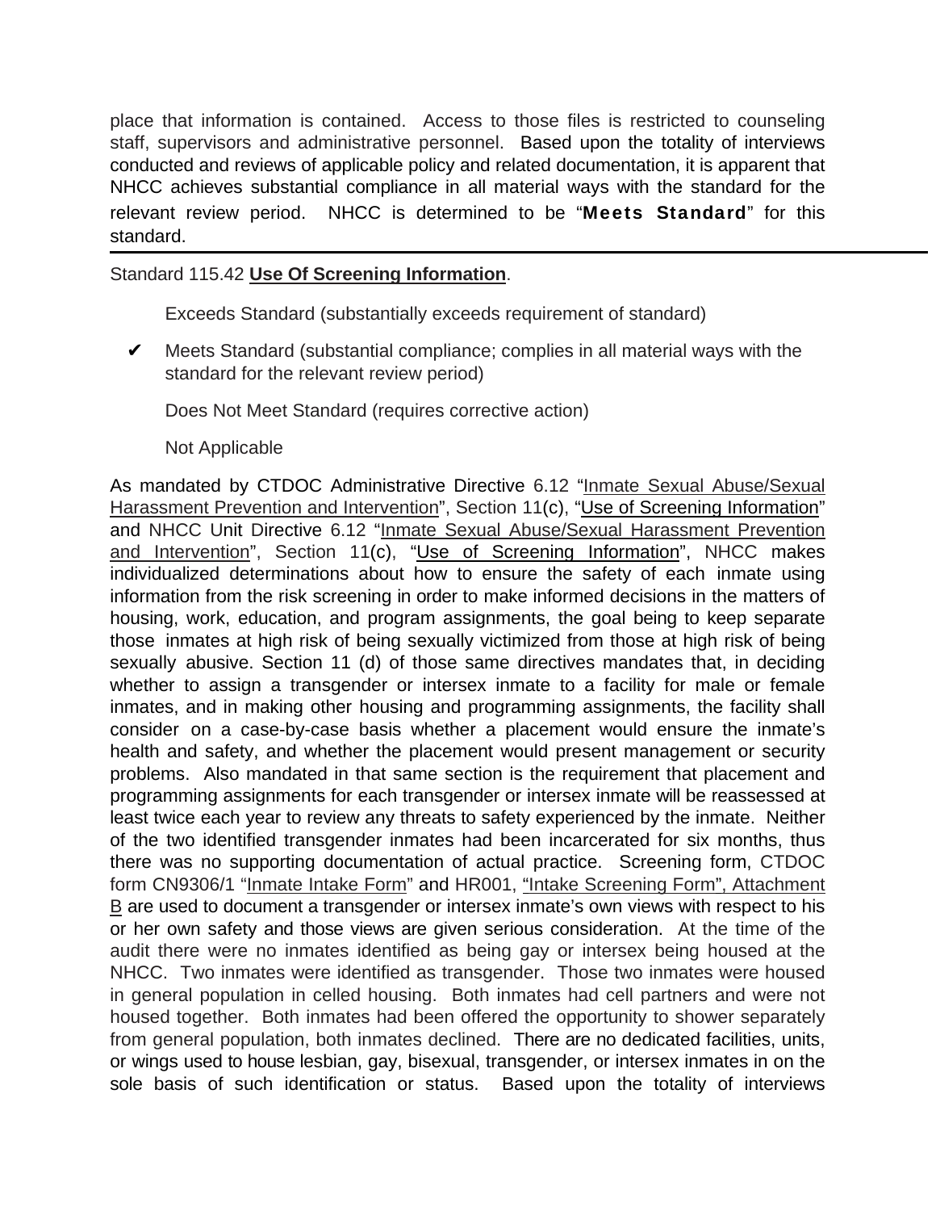place that information is contained. Access to those files is restricted to counseling staff, supervisors and administrative personnel. Based upon the totality of interviews conducted and reviews of applicable policy and related documentation, it is apparent that NHCC achieves substantial compliance in all material ways with the standard for the relevant review period. NHCC is determined to be "**Meets Standard**" for this standard.

---

Standard 115.42 **Use Of Screening Information**.

Exceeds Standard (substantially exceeds requirement of standard)

✔ Meets Standard (substantial compliance; complies in all material ways with the standard for the relevant review period)

Does Not Meet Standard (requires corrective action)

Not Applicable

As mandated by CTDOC Administrative Directive 6.12 "Inmate Sexual Abuse/Sexual Harassment Prevention and Intervention", Section 11(c), "Use of Screening Information" and NHCC Unit Directive 6.12 "Inmate Sexual Abuse/Sexual Harassment Prevention and Intervention", Section 11(c), "Use of Screening Information", NHCC makes individualized determinations about how to ensure the safety of each inmate using information from the risk screening in order to make informed decisions in the matters of housing, work, education, and program assignments, the goal being to keep separate those inmates at high risk of being sexually victimized from those at high risk of being sexually abusive. Section 11 (d) of those same directives mandates that, in deciding whether to assign a transgender or intersex inmate to a facility for male or female inmates, and in making other housing and programming assignments, the facility shall consider on a case-by-case basis whether a placement would ensure the inmate's health and safety, and whether the placement would present management or security problems. Also mandated in that same section is the requirement that placement and programming assignments for each transgender or intersex inmate will be reassessed at least twice each year to review any threats to safety experienced by the inmate. Neither of the two identified transgender inmates had been incarcerated for six months, thus there was no supporting documentation of actual practice. Screening form, CTDOC form CN9306/1 "Inmate Intake Form" and HR001, "Intake Screening Form", Attachment B are used to document a transgender or intersex inmate's own views with respect to his or her own safety and those views are given serious consideration. At the time of the audit there were no inmates identified as being gay or intersex being housed at the NHCC. Two inmates were identified as transgender. Those two inmates were housed in general population in celled housing. Both inmates had cell partners and were not housed together. Both inmates had been offered the opportunity to shower separately from general population, both inmates declined. There are no dedicated facilities, units, or wings used to house lesbian, gay, bisexual, transgender, or intersex inmates in on the sole basis of such identification or status. Based upon the totality of interviews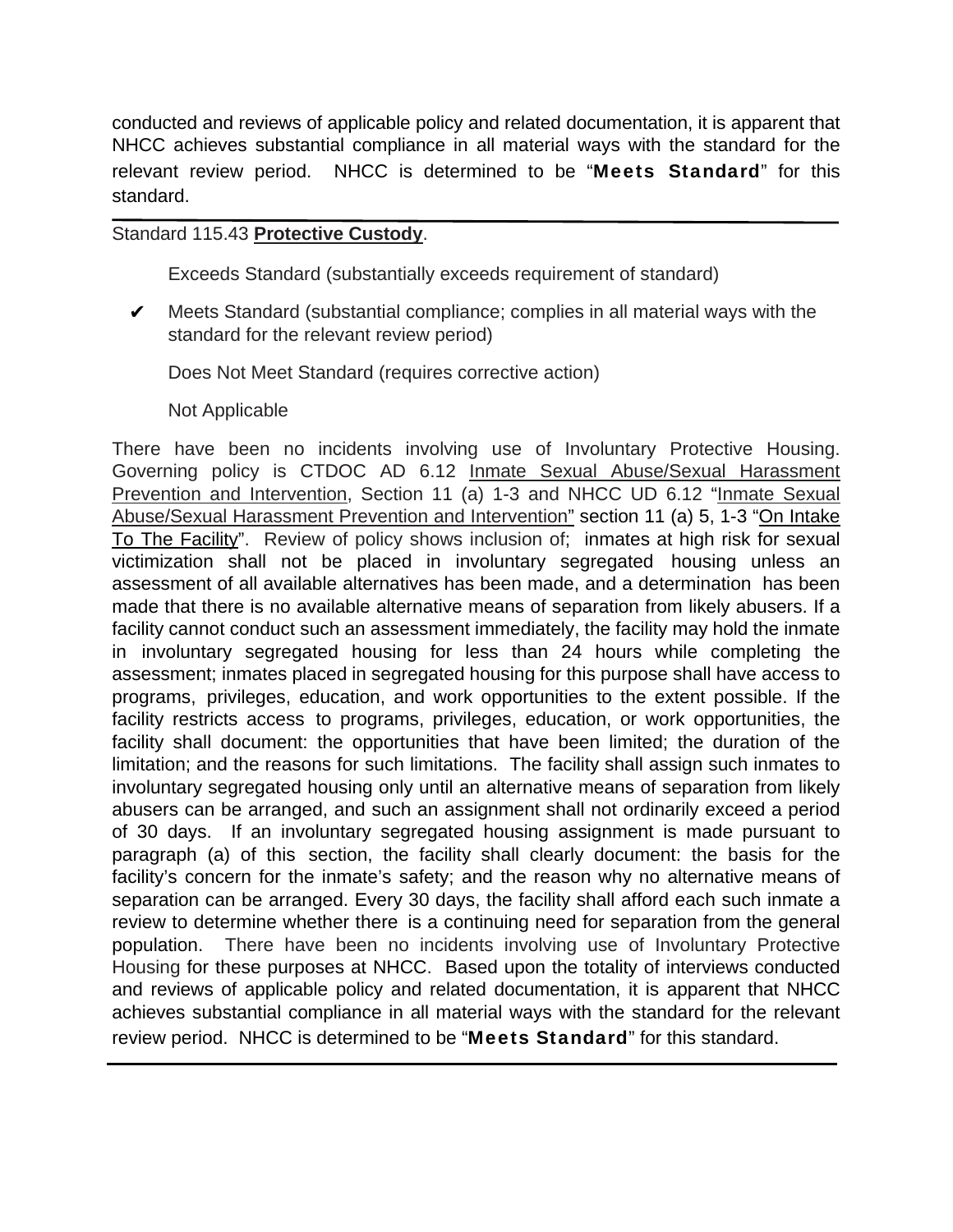conducted and reviews of applicable policy and related documentation, it is apparent that NHCC achieves substantial compliance in all material ways with the standard for the relevant review period. NHCC is determined to be "**Meets Standard**" for this standard.

---

Standard 115.43 **Protective Custody**.

Exceeds Standard (substantially exceeds requirement of standard)

✔ Meets Standard (substantial compliance; complies in all material ways with the standard for the relevant review period)

Does Not Meet Standard (requires corrective action)

Not Applicable

There have been no incidents involving use of Involuntary Protective Housing. Governing policy is CTDOC AD 6.12 Inmate Sexual Abuse/Sexual Harassment Prevention and Intervention, Section 11 (a) 1-3 and NHCC UD 6.12 "Inmate Sexual Abuse/Sexual Harassment Prevention and Intervention" section 11 (a) 5, 1-3 "On Intake To The Facility". Review of policy shows inclusion of; inmates at high risk for sexual victimization shall not be placed in involuntary segregated housing unless an assessment of all available alternatives has been made, and a determination has been made that there is no available alternative means of separation from likely abusers. If a facility cannot conduct such an assessment immediately, the facility may hold the inmate in involuntary segregated housing for less than 24 hours while completing the assessment; inmates placed in segregated housing for this purpose shall have access to programs, privileges, education, and work opportunities to the extent possible. If the facility restricts access to programs, privileges, education, or work opportunities, the facility shall document: the opportunities that have been limited; the duration of the limitation; and the reasons for such limitations. The facility shall assign such inmates to involuntary segregated housing only until an alternative means of separation from likely abusers can be arranged, and such an assignment shall not ordinarily exceed a period of 30 days. If an involuntary segregated housing assignment is made pursuant to paragraph (a) of this section, the facility shall clearly document: the basis for the facility's concern for the inmate's safety; and the reason why no alternative means of separation can be arranged. Every 30 days, the facility shall afford each such inmate a review to determine whether there is a continuing need for separation from the general population. There have been no incidents involving use of Involuntary Protective Housing for these purposes at NHCC. Based upon the totality of interviews conducted and reviews of applicable policy and related documentation, it is apparent that NHCC achieves substantial compliance in all material ways with the standard for the relevant review period. NHCC is determined to be "**Meets Standard**" for this standard.

---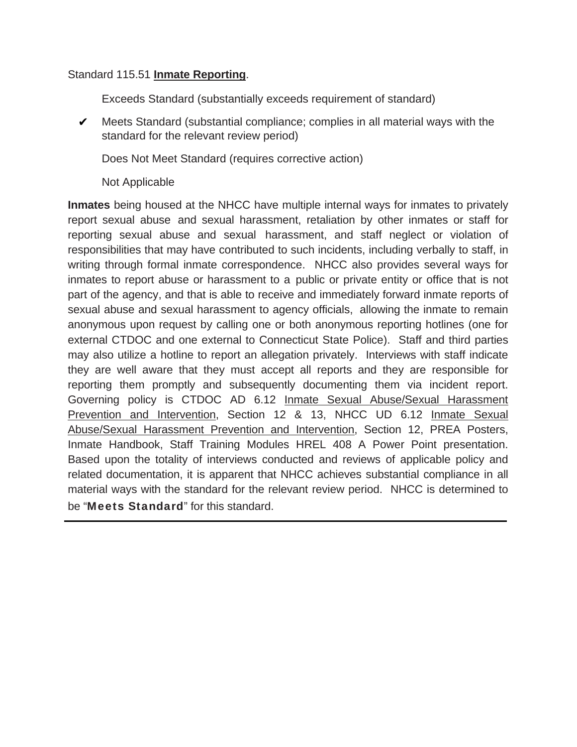Standard 115.51 **Inmate Reporting**.

Exceeds Standard (substantially exceeds requirement of standard)

✔ Meets Standard (substantial compliance; complies in all material ways with the standard for the relevant review period)

Does Not Meet Standard (requires corrective action)

Not Applicable

**Inmates** being housed at the NHCC have multiple internal ways for inmates to privately report sexual abuse and sexual harassment, retaliation by other inmates or staff for reporting sexual abuse and sexual harassment, and staff neglect or violation of responsibilities that may have contributed to such incidents, including verbally to staff, in writing through formal inmate correspondence. NHCC also provides several ways for inmates to report abuse or harassment to a public or private entity or office that is not part of the agency, and that is able to receive and immediately forward inmate reports of sexual abuse and sexual harassment to agency officials, allowing the inmate to remain anonymous upon request by calling one or both anonymous reporting hotlines (one for external CTDOC and one external to Connecticut State Police). Staff and third parties may also utilize a hotline to report an allegation privately. Interviews with staff indicate they are well aware that they must accept all reports and they are responsible for reporting them promptly and subsequently documenting them via incident report. Governing policy is CTDOC AD 6.12 Inmate Sexual Abuse/Sexual Harassment Prevention and Intervention, Section 12 & 13, NHCC UD 6.12 Inmate Sexual Abuse/Sexual Harassment Prevention and Intervention, Section 12, PREA Posters, Inmate Handbook, Staff Training Modules HREL 408 A Power Point presentation. Based upon the totality of interviews conducted and reviews of applicable policy and related documentation, it is apparent that NHCC achieves substantial compliance in all material ways with the standard for the relevant review period. NHCC is determined to be "**Meets Standard**" for this standard.

---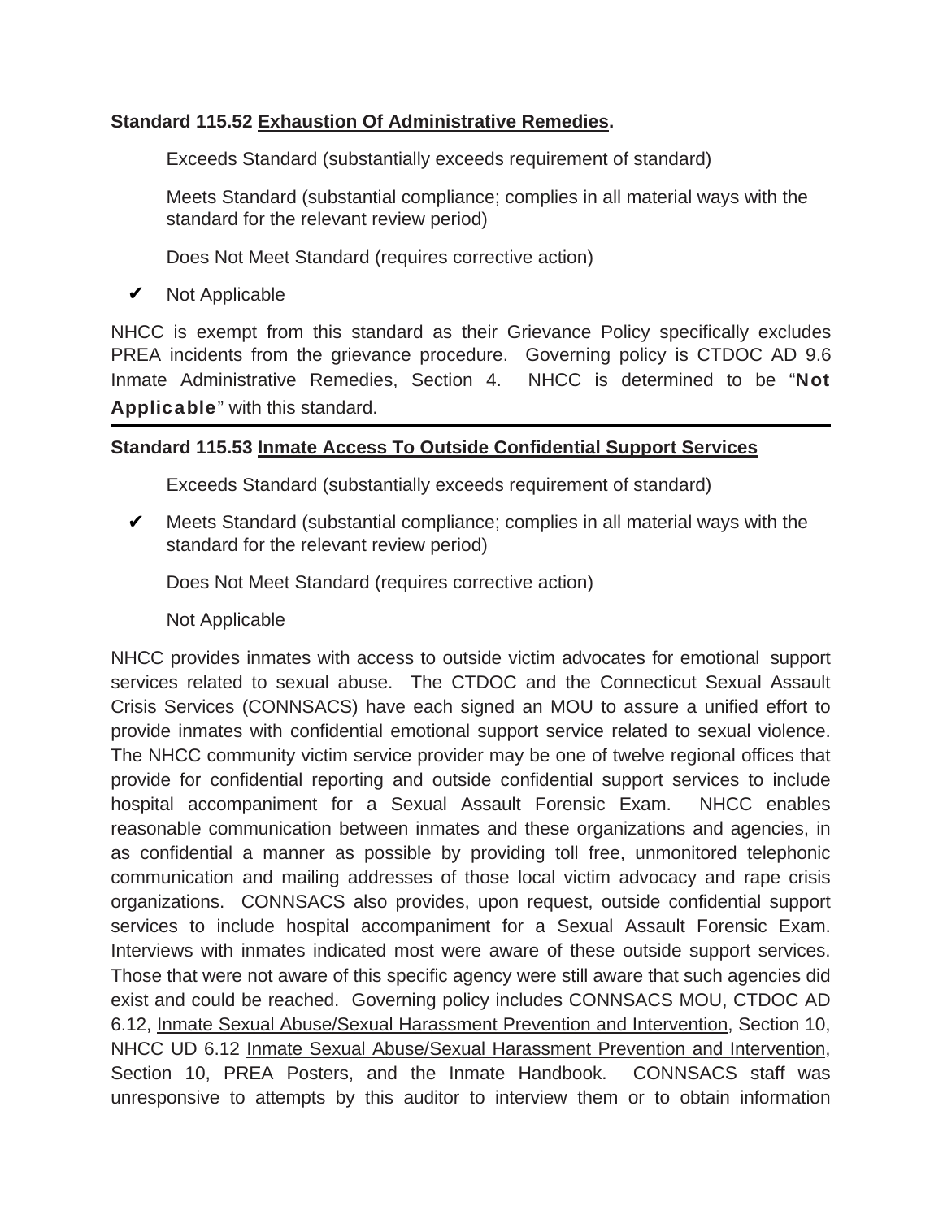**Standard 115.52 Exhaustion Of Administrative Remedies.**

Exceeds Standard (substantially exceeds requirement of standard)

Meets Standard (substantial compliance; complies in all material ways with the standard for the relevant review period)

Does Not Meet Standard (requires corrective action)

✔ Not Applicable

NHCC is exempt from this standard as their Grievance Policy specifically excludes PREA incidents from the grievance procedure. Governing policy is CTDOC AD 9.6 Inmate Administrative Remedies, Section 4. NHCC is determined to be "**Not Applicable**" with this standard.

---

**Standard 115.53 Inmate Access To Outside Confidential Support Services**

Exceeds Standard (substantially exceeds requirement of standard)

✔ Meets Standard (substantial compliance; complies in all material ways with the standard for the relevant review period)

Does Not Meet Standard (requires corrective action)

Not Applicable

NHCC provides inmates with access to outside victim advocates for emotional support services related to sexual abuse. The CTDOC and the Connecticut Sexual Assault Crisis Services (CONNSACS) have each signed an MOU to assure a unified effort to provide inmates with confidential emotional support service related to sexual violence. The NHCC community victim service provider may be one of twelve regional offices that provide for confidential reporting and outside confidential support services to include hospital accompaniment for a Sexual Assault Forensic Exam. NHCC enables reasonable communication between inmates and these organizations and agencies, in as confidential a manner as possible by providing toll free, unmonitored telephonic communication and mailing addresses of those local victim advocacy and rape crisis organizations. CONNSACS also provides, upon request, outside confidential support services to include hospital accompaniment for a Sexual Assault Forensic Exam. Interviews with inmates indicated most were aware of these outside support services. Those that were not aware of this specific agency were still aware that such agencies did exist and could be reached. Governing policy includes CONNSACS MOU, CTDOC AD 6.12, Inmate Sexual Abuse/Sexual Harassment Prevention and Intervention, Section 10, NHCC UD 6.12 Inmate Sexual Abuse/Sexual Harassment Prevention and Intervention, Section 10, PREA Posters, and the Inmate Handbook. CONNSACS staff was unresponsive to attempts by this auditor to interview them or to obtain information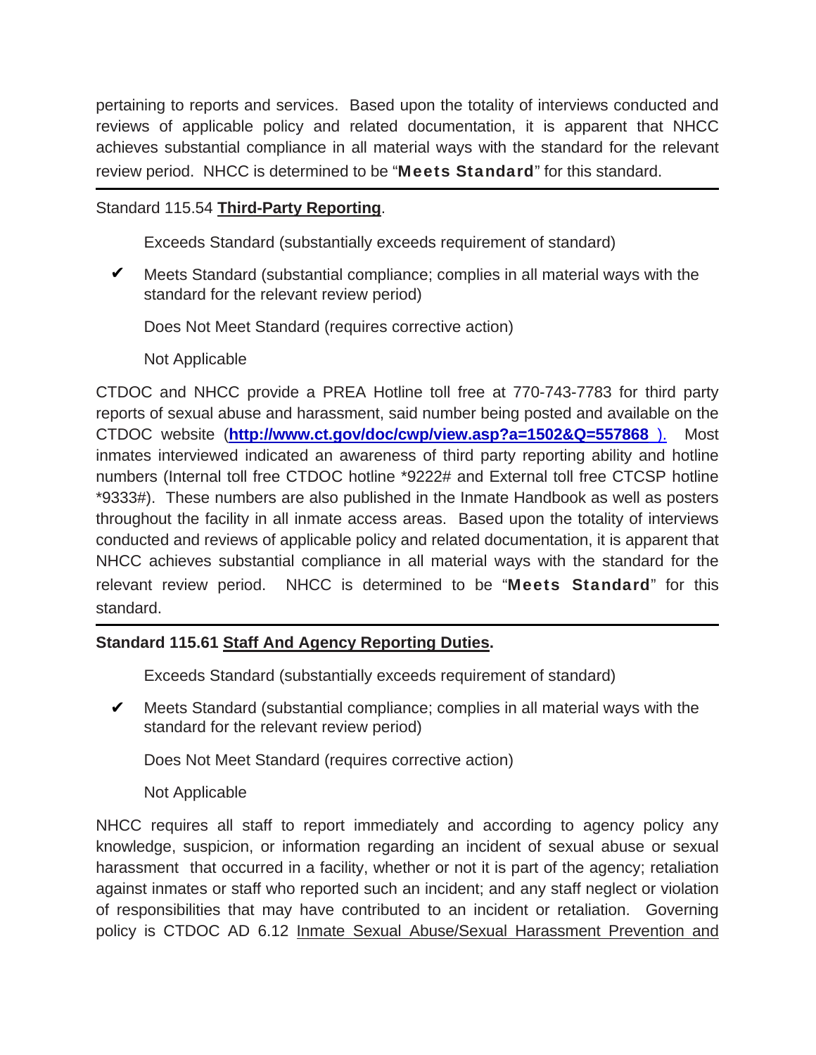pertaining to reports and services. Based upon the totality of interviews conducted and reviews of applicable policy and related documentation, it is apparent that NHCC achieves substantial compliance in all material ways with the standard for the relevant review period. NHCC is determined to be "**Meets Standard**" for this standard.

---

Standard 115.54 **Third-Party Reporting**.

Exceeds Standard (substantially exceeds requirement of standard)

✔ Meets Standard (substantial compliance; complies in all material ways with the standard for the relevant review period)

Does Not Meet Standard (requires corrective action)

Not Applicable

CTDOC and NHCC provide a PREA Hotline toll free at 770-743-7783 for third party reports of sexual abuse and harassment, said number being posted and available on the CTDOC website (**http://www.ct.gov/doc/cwp/view.asp?a=1502&Q=557868** ). Most inmates interviewed indicated an awareness of third party reporting ability and hotline numbers (Internal toll free CTDOC hotline *9222# and External toll free CTCSP hotline *9333#). These numbers are also published in the Inmate Handbook as well as posters throughout the facility in all inmate access areas. Based upon the totality of interviews conducted and reviews of applicable policy and related documentation, it is apparent that NHCC achieves substantial compliance in all material ways with the standard for the relevant review period. NHCC is determined to be "**Meets Standard**" for this standard.

---

**Standard 115.61 Staff And Agency Reporting Duties.**

Exceeds Standard (substantially exceeds requirement of standard)

✔ Meets Standard (substantial compliance; complies in all material ways with the standard for the relevant review period)

Does Not Meet Standard (requires corrective action)

Not Applicable

NHCC requires all staff to report immediately and according to agency policy any knowledge, suspicion, or information regarding an incident of sexual abuse or sexual harassment that occurred in a facility, whether or not it is part of the agency; retaliation against inmates or staff who reported such an incident; and any staff neglect or violation of responsibilities that may have contributed to an incident or retaliation. Governing policy is CTDOC AD 6.12 Inmate Sexual Abuse/Sexual Harassment Prevention and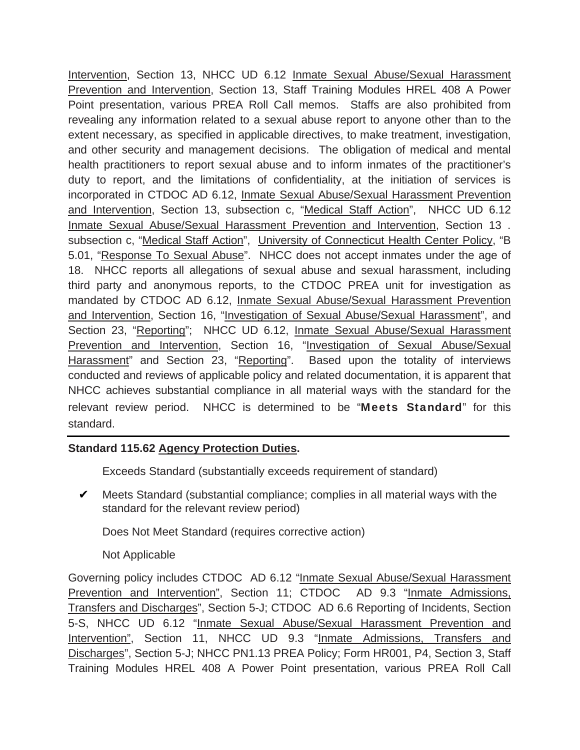Intervention, Section 13, NHCC UD 6.12 Inmate Sexual Abuse/Sexual Harassment Prevention and Intervention, Section 13, Staff Training Modules HREL 408 A Power Point presentation, various PREA Roll Call memos. Staffs are also prohibited from revealing any information related to a sexual abuse report to anyone other than to the extent necessary, as specified in applicable directives, to make treatment, investigation, and other security and management decisions. The obligation of medical and mental health practitioners to report sexual abuse and to inform inmates of the practitioner's duty to report, and the limitations of confidentiality, at the initiation of services is incorporated in CTDOC AD 6.12, Inmate Sexual Abuse/Sexual Harassment Prevention and Intervention, Section 13, subsection c, "Medical Staff Action", NHCC UD 6.12 Inmate Sexual Abuse/Sexual Harassment Prevention and Intervention, Section 13 . subsection c, "Medical Staff Action", University of Connecticut Health Center Policy, "B 5.01, "Response To Sexual Abuse". NHCC does not accept inmates under the age of 18. NHCC reports all allegations of sexual abuse and sexual harassment, including third party and anonymous reports, to the CTDOC PREA unit for investigation as mandated by CTDOC AD 6.12, Inmate Sexual Abuse/Sexual Harassment Prevention and Intervention, Section 16, "Investigation of Sexual Abuse/Sexual Harassment", and Section 23, "Reporting"; NHCC UD 6.12, Inmate Sexual Abuse/Sexual Harassment Prevention and Intervention, Section 16, "Investigation of Sexual Abuse/Sexual Harassment" and Section 23, "Reporting". Based upon the totality of interviews conducted and reviews of applicable policy and related documentation, it is apparent that NHCC achieves substantial compliance in all material ways with the standard for the relevant review period. NHCC is determined to be "**Meets Standard**" for this standard.

---

**Standard 115.62 Agency Protection Duties.**

Exceeds Standard (substantially exceeds requirement of standard)

✔ Meets Standard (substantial compliance; complies in all material ways with the standard for the relevant review period)

Does Not Meet Standard (requires corrective action)

Not Applicable

Governing policy includes CTDOC AD 6.12 "Inmate Sexual Abuse/Sexual Harassment Prevention and Intervention", Section 11; CTDOC AD 9.3 "Inmate Admissions, Transfers and Discharges", Section 5-J; CTDOC AD 6.6 Reporting of Incidents, Section 5-S, NHCC UD 6.12 "Inmate Sexual Abuse/Sexual Harassment Prevention and Intervention", Section 11, NHCC UD 9.3 "Inmate Admissions, Transfers and Discharges", Section 5-J; NHCC PN1.13 PREA Policy; Form HR001, P4, Section 3, Staff Training Modules HREL 408 A Power Point presentation, various PREA Roll Call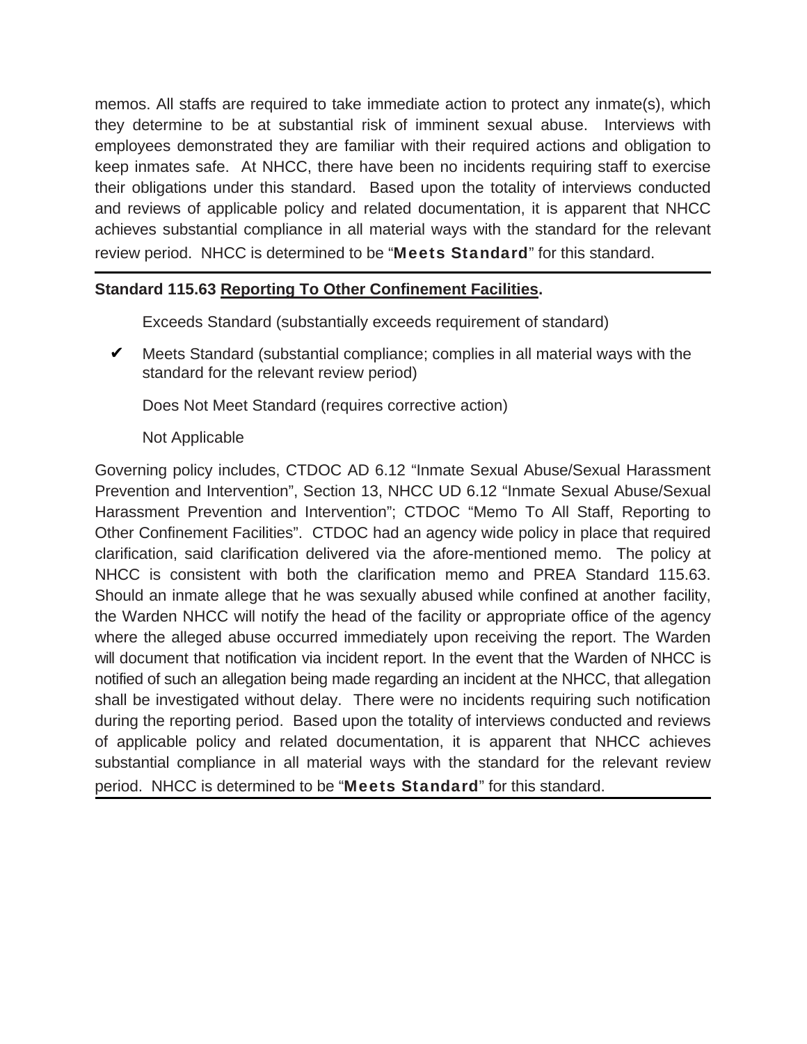memos. All staffs are required to take immediate action to protect any inmate(s), which they determine to be at substantial risk of imminent sexual abuse. Interviews with employees demonstrated they are familiar with their required actions and obligation to keep inmates safe. At NHCC, there have been no incidents requiring staff to exercise their obligations under this standard. Based upon the totality of interviews conducted and reviews of applicable policy and related documentation, it is apparent that NHCC achieves substantial compliance in all material ways with the standard for the relevant review period. NHCC is determined to be "**Meets Standard**" for this standard.

---

**Standard 115.63 Reporting To Other Confinement Facilities.**

Exceeds Standard (substantially exceeds requirement of standard)

✔ Meets Standard (substantial compliance; complies in all material ways with the standard for the relevant review period)

Does Not Meet Standard (requires corrective action)

Not Applicable

Governing policy includes, CTDOC AD 6.12 "Inmate Sexual Abuse/Sexual Harassment Prevention and Intervention", Section 13, NHCC UD 6.12 "Inmate Sexual Abuse/Sexual Harassment Prevention and Intervention"; CTDOC "Memo To All Staff, Reporting to Other Confinement Facilities". CTDOC had an agency wide policy in place that required clarification, said clarification delivered via the afore-mentioned memo. The policy at NHCC is consistent with both the clarification memo and PREA Standard 115.63. Should an inmate allege that he was sexually abused while confined at another facility, the Warden NHCC will notify the head of the facility or appropriate office of the agency where the alleged abuse occurred immediately upon receiving the report. The Warden will document that notification via incident report. In the event that the Warden of NHCC is notified of such an allegation being made regarding an incident at the NHCC, that allegation shall be investigated without delay. There were no incidents requiring such notification during the reporting period. Based upon the totality of interviews conducted and reviews of applicable policy and related documentation, it is apparent that NHCC achieves substantial compliance in all material ways with the standard for the relevant review period. NHCC is determined to be "**Meets Standard**" for this standard.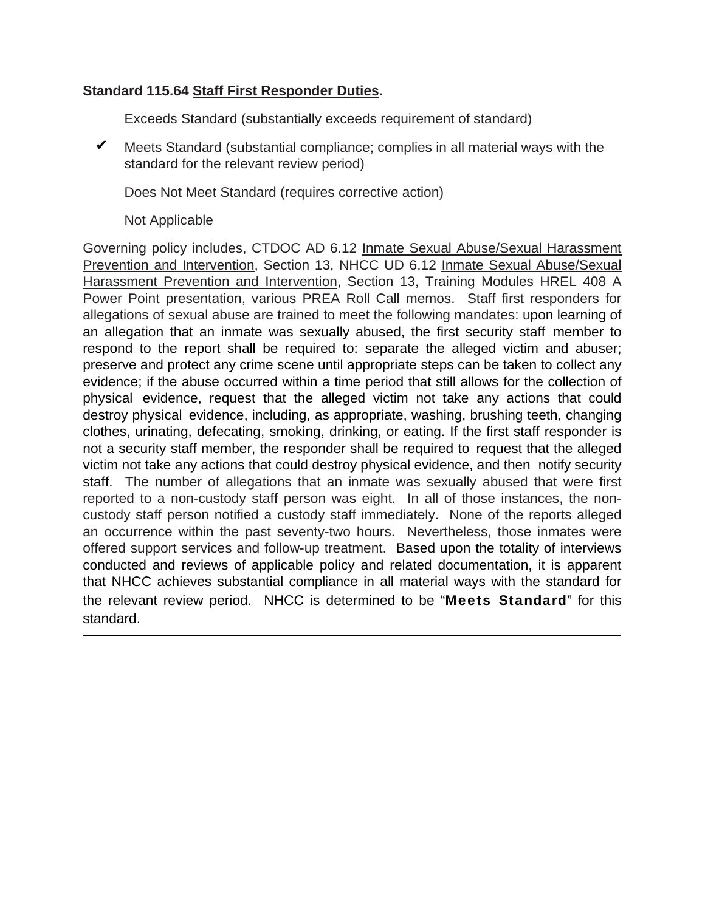**Standard 115.64 <u>Staff First Responder Duties</u>.**

Exceeds Standard (substantially exceeds requirement of standard)

✔ Meets Standard (substantial compliance; complies in all material ways with the standard for the relevant review period)

Does Not Meet Standard (requires corrective action)

Not Applicable

Governing policy includes, CTDOC AD 6.12 <u>Inmate Sexual Abuse/Sexual Harassment Prevention and Intervention</u>, Section 13, NHCC UD 6.12 <u>Inmate Sexual Abuse/Sexual Harassment Prevention and Intervention</u>, Section 13, Training Modules HREL 408 A Power Point presentation, various PREA Roll Call memos. Staff first responders for allegations of sexual abuse are trained to meet the following mandates: upon learning of an allegation that an inmate was sexually abused, the first security staff member to respond to the report shall be required to: separate the alleged victim and abuser; preserve and protect any crime scene until appropriate steps can be taken to collect any evidence; if the abuse occurred within a time period that still allows for the collection of physical evidence, request that the alleged victim not take any actions that could destroy physical evidence, including, as appropriate, washing, brushing teeth, changing clothes, urinating, defecating, smoking, drinking, or eating. If the first staff responder is not a security staff member, the responder shall be required to request that the alleged victim not take any actions that could destroy physical evidence, and then notify security staff. The number of allegations that an inmate was sexually abused that were first reported to a non-custody staff person was eight. In all of those instances, the non-custody staff person notified a custody staff immediately. None of the reports alleged an occurrence within the past seventy-two hours. Nevertheless, those inmates were offered support services and follow-up treatment. Based upon the totality of interviews conducted and reviews of applicable policy and related documentation, it is apparent that NHCC achieves substantial compliance in all material ways with the standard for the relevant review period. NHCC is determined to be "**Meets Standard**" for this standard.

---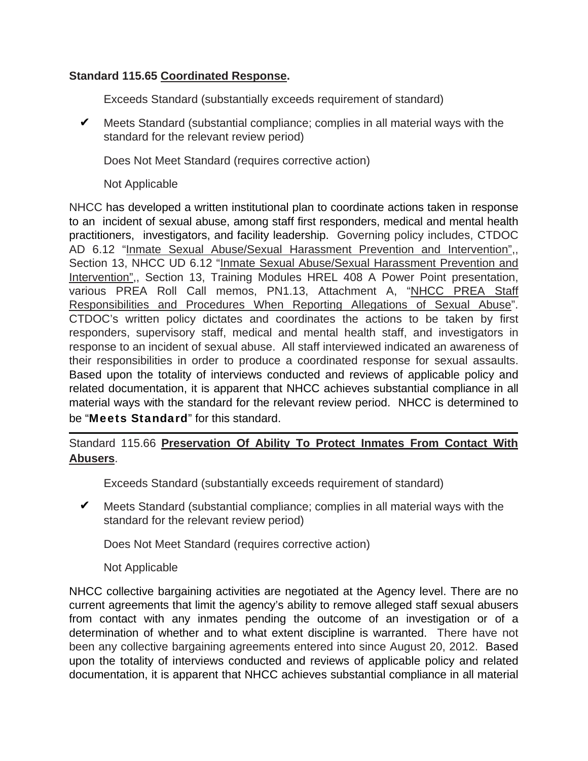**Standard 115.65 Coordinated Response.**

Exceeds Standard (substantially exceeds requirement of standard)

✔ Meets Standard (substantial compliance; complies in all material ways with the standard for the relevant review period)

Does Not Meet Standard (requires corrective action)

Not Applicable

NHCC has developed a written institutional plan to coordinate actions taken in response to an incident of sexual abuse, among staff first responders, medical and mental health practitioners, investigators, and facility leadership. Governing policy includes, CTDOC AD 6.12 "Inmate Sexual Abuse/Sexual Harassment Prevention and Intervention",, Section 13, NHCC UD 6.12 "Inmate Sexual Abuse/Sexual Harassment Prevention and Intervention",, Section 13, Training Modules HREL 408 A Power Point presentation, various PREA Roll Call memos, PN1.13, Attachment A, "NHCC PREA Staff Responsibilities and Procedures When Reporting Allegations of Sexual Abuse". CTDOC's written policy dictates and coordinates the actions to be taken by first responders, supervisory staff, medical and mental health staff, and investigators in response to an incident of sexual abuse. All staff interviewed indicated an awareness of their responsibilities in order to produce a coordinated response for sexual assaults. Based upon the totality of interviews conducted and reviews of applicable policy and related documentation, it is apparent that NHCC achieves substantial compliance in all material ways with the standard for the relevant review period. NHCC is determined to be "**Meets Standard**" for this standard.

---

Standard 115.66 **Preservation Of Ability To Protect Inmates From Contact With Abusers**.

Exceeds Standard (substantially exceeds requirement of standard)

✔ Meets Standard (substantial compliance; complies in all material ways with the standard for the relevant review period)

Does Not Meet Standard (requires corrective action)

Not Applicable

NHCC collective bargaining activities are negotiated at the Agency level. There are no current agreements that limit the agency's ability to remove alleged staff sexual abusers from contact with any inmates pending the outcome of an investigation or of a determination of whether and to what extent discipline is warranted. There have not been any collective bargaining agreements entered into since August 20, 2012. Based upon the totality of interviews conducted and reviews of applicable policy and related documentation, it is apparent that NHCC achieves substantial compliance in all material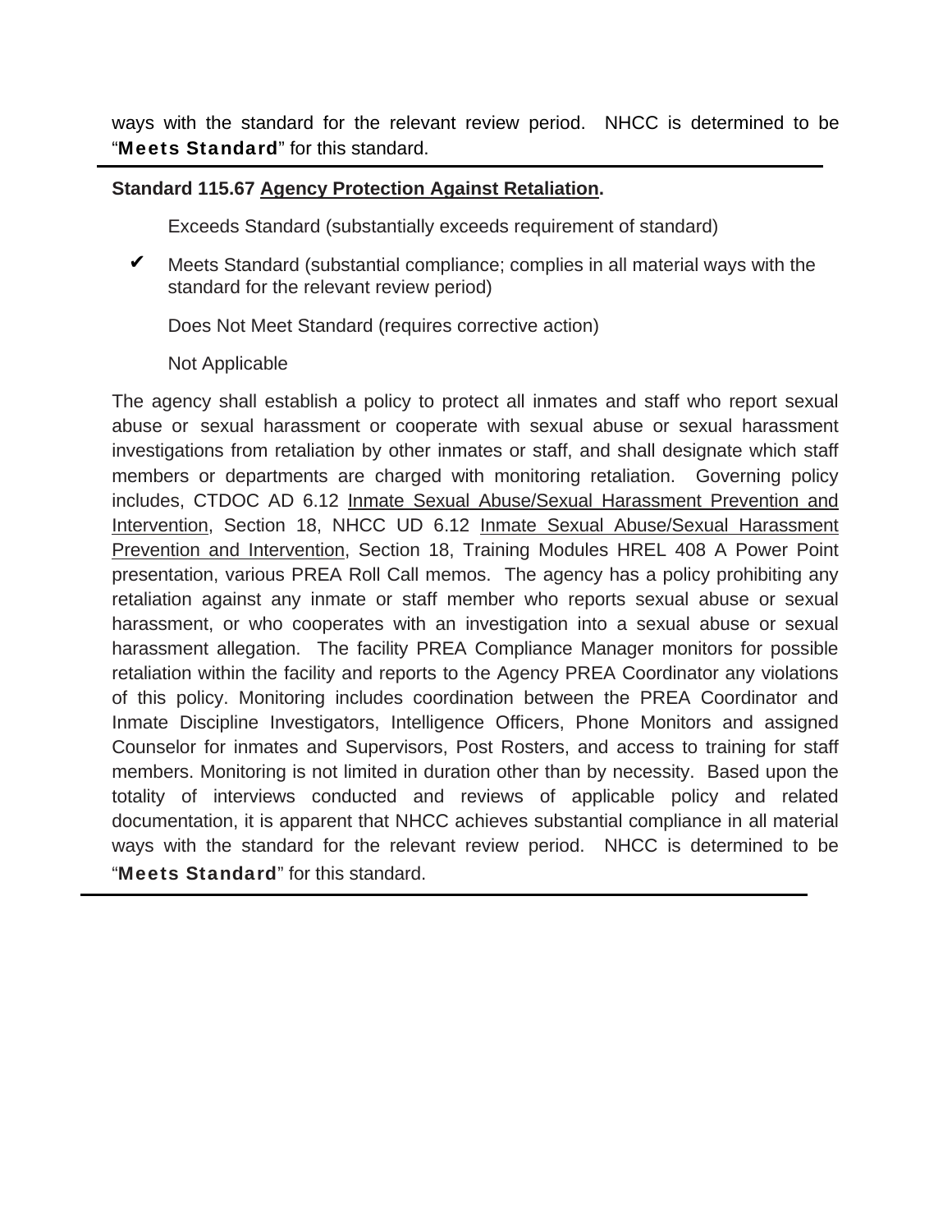ways with the standard for the relevant review period. NHCC is determined to be "**Meets Standard**" for this standard.

---

**Standard 115.67 Agency Protection Against Retaliation.**

Exceeds Standard (substantially exceeds requirement of standard)

✔ Meets Standard (substantial compliance; complies in all material ways with the standard for the relevant review period)

Does Not Meet Standard (requires corrective action)

Not Applicable

The agency shall establish a policy to protect all inmates and staff who report sexual abuse or sexual harassment or cooperate with sexual abuse or sexual harassment investigations from retaliation by other inmates or staff, and shall designate which staff members or departments are charged with monitoring retaliation. Governing policy includes, CTDOC AD 6.12 Inmate Sexual Abuse/Sexual Harassment Prevention and Intervention, Section 18, NHCC UD 6.12 Inmate Sexual Abuse/Sexual Harassment Prevention and Intervention, Section 18, Training Modules HREL 408 A Power Point presentation, various PREA Roll Call memos. The agency has a policy prohibiting any retaliation against any inmate or staff member who reports sexual abuse or sexual harassment, or who cooperates with an investigation into a sexual abuse or sexual harassment allegation. The facility PREA Compliance Manager monitors for possible retaliation within the facility and reports to the Agency PREA Coordinator any violations of this policy. Monitoring includes coordination between the PREA Coordinator and Inmate Discipline Investigators, Intelligence Officers, Phone Monitors and assigned Counselor for inmates and Supervisors, Post Rosters, and access to training for staff members. Monitoring is not limited in duration other than by necessity. Based upon the totality of interviews conducted and reviews of applicable policy and related documentation, it is apparent that NHCC achieves substantial compliance in all material ways with the standard for the relevant review period. NHCC is determined to be "**Meets Standard**" for this standard.

---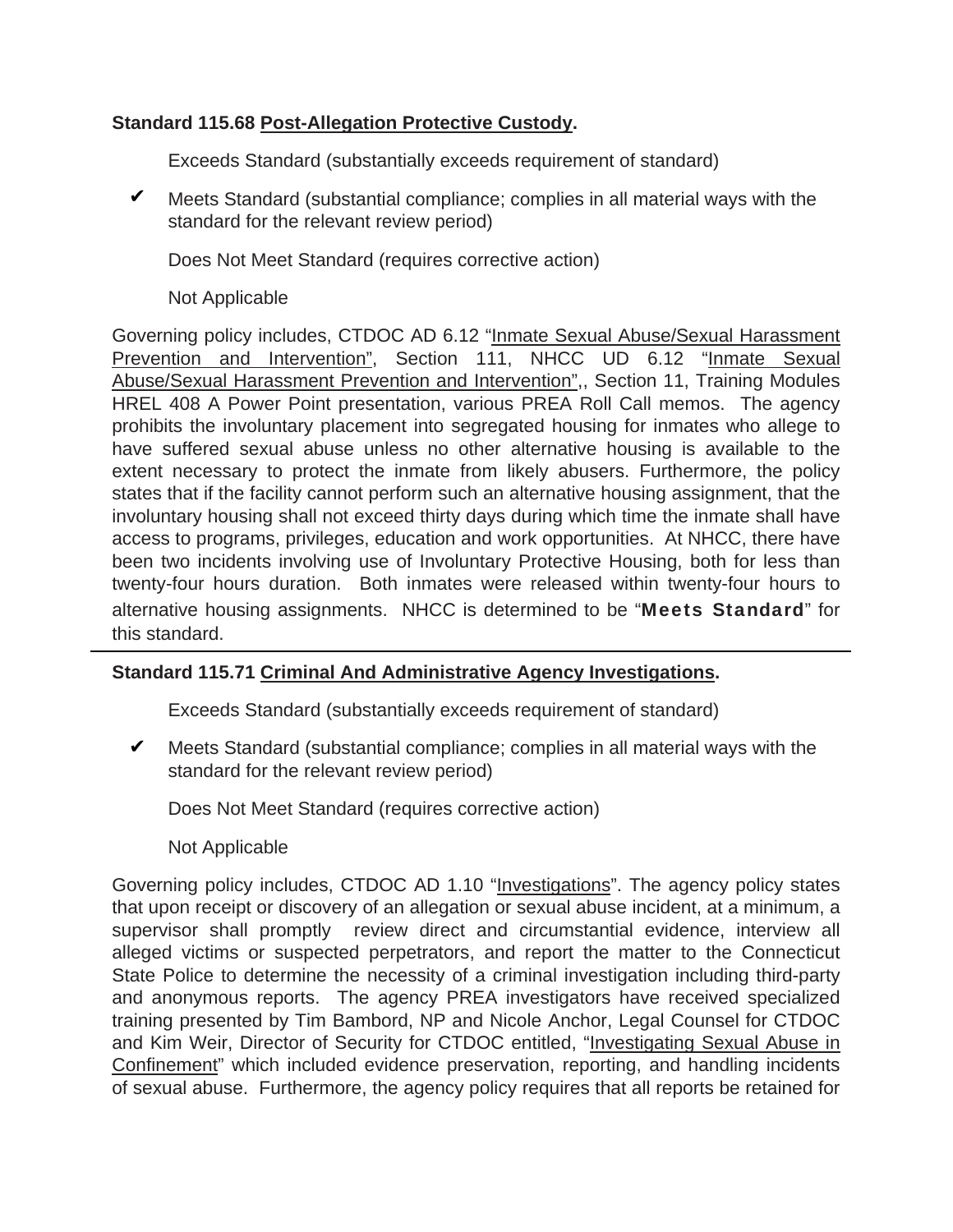**Standard 115.68 Post-Allegation Protective Custody.**

Exceeds Standard (substantially exceeds requirement of standard)

✔ Meets Standard (substantial compliance; complies in all material ways with the standard for the relevant review period)

Does Not Meet Standard (requires corrective action)

Not Applicable

Governing policy includes, CTDOC AD 6.12 "Inmate Sexual Abuse/Sexual Harassment Prevention and Intervention", Section 111, NHCC UD 6.12 "Inmate Sexual Abuse/Sexual Harassment Prevention and Intervention",, Section 11, Training Modules HREL 408 A Power Point presentation, various PREA Roll Call memos. The agency prohibits the involuntary placement into segregated housing for inmates who allege to have suffered sexual abuse unless no other alternative housing is available to the extent necessary to protect the inmate from likely abusers. Furthermore, the policy states that if the facility cannot perform such an alternative housing assignment, that the involuntary housing shall not exceed thirty days during which time the inmate shall have access to programs, privileges, education and work opportunities. At NHCC, there have been two incidents involving use of Involuntary Protective Housing, both for less than twenty-four hours duration. Both inmates were released within twenty-four hours to alternative housing assignments. NHCC is determined to be "**Meets Standard**" for this standard.

---

**Standard 115.71 Criminal And Administrative Agency Investigations.**

Exceeds Standard (substantially exceeds requirement of standard)

✔ Meets Standard (substantial compliance; complies in all material ways with the standard for the relevant review period)

Does Not Meet Standard (requires corrective action)

Not Applicable

Governing policy includes, CTDOC AD 1.10 "Investigations". The agency policy states that upon receipt or discovery of an allegation or sexual abuse incident, at a minimum, a supervisor shall promptly review direct and circumstantial evidence, interview all alleged victims or suspected perpetrators, and report the matter to the Connecticut State Police to determine the necessity of a criminal investigation including third-party and anonymous reports. The agency PREA investigators have received specialized training presented by Tim Bambord, NP and Nicole Anchor, Legal Counsel for CTDOC and Kim Weir, Director of Security for CTDOC entitled, "Investigating Sexual Abuse in Confinement" which included evidence preservation, reporting, and handling incidents of sexual abuse. Furthermore, the agency policy requires that all reports be retained for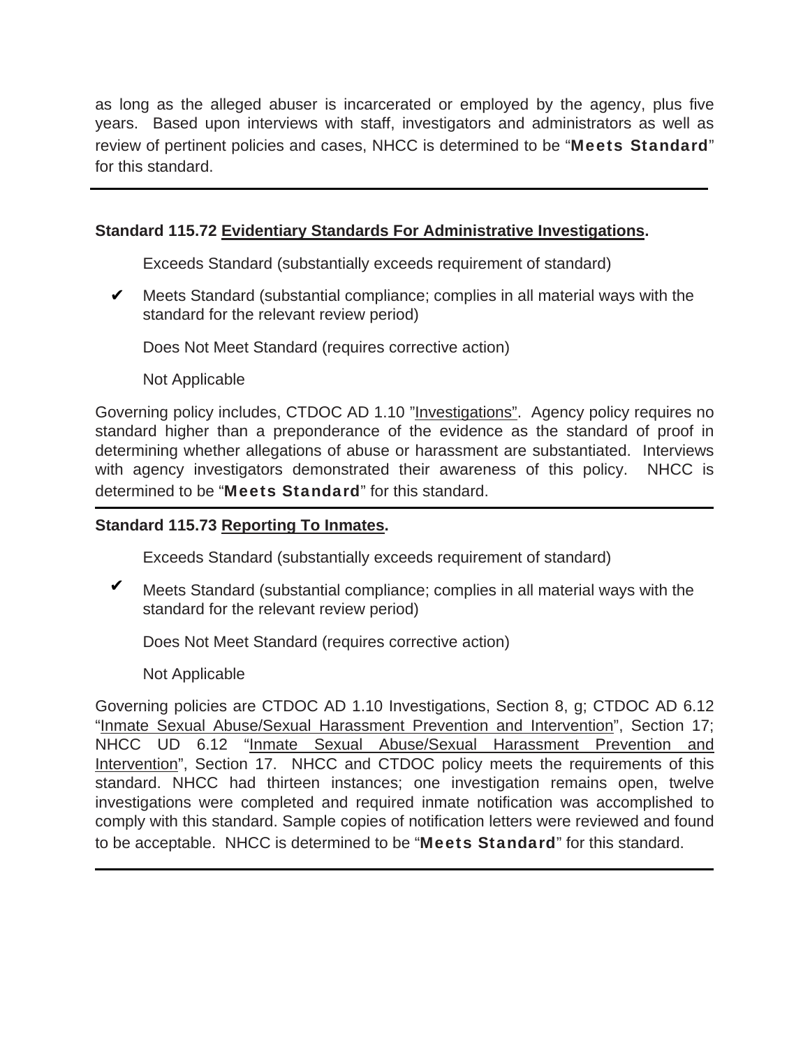as long as the alleged abuser is incarcerated or employed by the agency, plus five years. Based upon interviews with staff, investigators and administrators as well as review of pertinent policies and cases, NHCC is determined to be "**Meets Standard**" for this standard.

---

**Standard 115.72 <u>Evidentiary Standards For Administrative Investigations</u>.**

Exceeds Standard (substantially exceeds requirement of standard)

✔ Meets Standard (substantial compliance; complies in all material ways with the standard for the relevant review period)

Does Not Meet Standard (requires corrective action)

Not Applicable

Governing policy includes, CTDOC AD 1.10 "<u>Investigations</u>". Agency policy requires no standard higher than a preponderance of the evidence as the standard of proof in determining whether allegations of abuse or harassment are substantiated. Interviews with agency investigators demonstrated their awareness of this policy. NHCC is determined to be "**Meets Standard**" for this standard.

---

**Standard 115.73 <u>Reporting To Inmates</u>.**

Exceeds Standard (substantially exceeds requirement of standard)

✔ Meets Standard (substantial compliance; complies in all material ways with the standard for the relevant review period)

Does Not Meet Standard (requires corrective action)

Not Applicable

Governing policies are CTDOC AD 1.10 Investigations, Section 8, g; CTDOC AD 6.12 "<u>Inmate Sexual Abuse/Sexual Harassment Prevention and Intervention</u>", Section 17; NHCC UD 6.12 "<u>Inmate Sexual Abuse/Sexual Harassment Prevention and Intervention</u>", Section 17. NHCC and CTDOC policy meets the requirements of this standard. NHCC had thirteen instances; one investigation remains open, twelve investigations were completed and required inmate notification was accomplished to comply with this standard. Sample copies of notification letters were reviewed and found to be acceptable. NHCC is determined to be "**Meets Standard**" for this standard.

---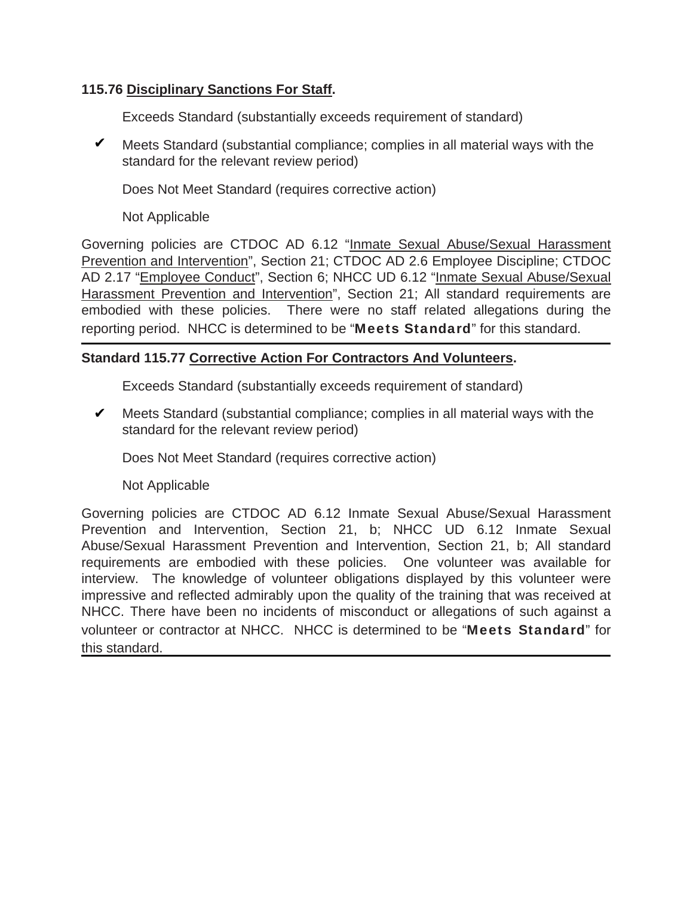**115.76 Disciplinary Sanctions For Staff.**

Exceeds Standard (substantially exceeds requirement of standard)

✔ Meets Standard (substantial compliance; complies in all material ways with the standard for the relevant review period)

Does Not Meet Standard (requires corrective action)

Not Applicable

Governing policies are CTDOC AD 6.12 "Inmate Sexual Abuse/Sexual Harassment Prevention and Intervention", Section 21; CTDOC AD 2.6 Employee Discipline; CTDOC AD 2.17 "Employee Conduct", Section 6; NHCC UD 6.12 "Inmate Sexual Abuse/Sexual Harassment Prevention and Intervention", Section 21; All standard requirements are embodied with these policies. There were no staff related allegations during the reporting period. NHCC is determined to be "**Meets Standard**" for this standard.

---

**Standard 115.77 Corrective Action For Contractors And Volunteers.**

Exceeds Standard (substantially exceeds requirement of standard)

✔ Meets Standard (substantial compliance; complies in all material ways with the standard for the relevant review period)

Does Not Meet Standard (requires corrective action)

Not Applicable

Governing policies are CTDOC AD 6.12 Inmate Sexual Abuse/Sexual Harassment Prevention and Intervention, Section 21, b; NHCC UD 6.12 Inmate Sexual Abuse/Sexual Harassment Prevention and Intervention, Section 21, b; All standard requirements are embodied with these policies. One volunteer was available for interview. The knowledge of volunteer obligations displayed by this volunteer were impressive and reflected admirably upon the quality of the training that was received at NHCC. There have been no incidents of misconduct or allegations of such against a volunteer or contractor at NHCC. NHCC is determined to be "**Meets Standard**" for this standard.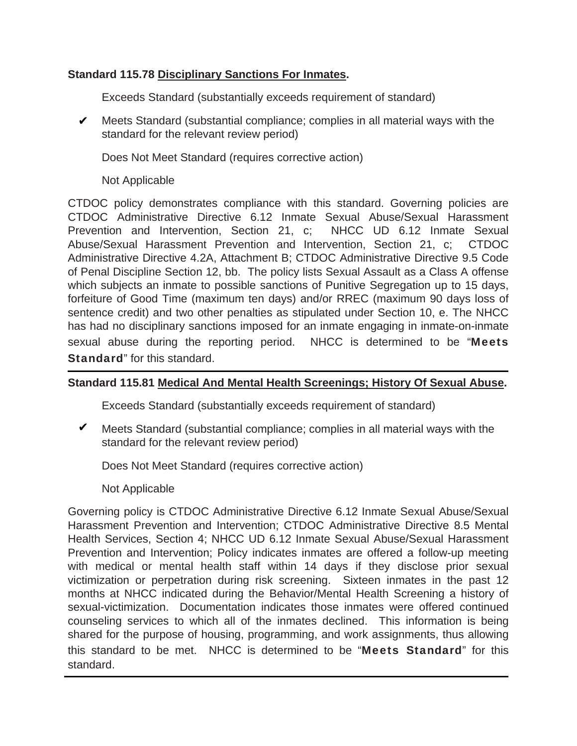**Standard 115.78 <u>Disciplinary Sanctions For Inmates</u>.**

Exceeds Standard (substantially exceeds requirement of standard)

✔ Meets Standard (substantial compliance; complies in all material ways with the standard for the relevant review period)

Does Not Meet Standard (requires corrective action)

Not Applicable

CTDOC policy demonstrates compliance with this standard. Governing policies are CTDOC Administrative Directive 6.12 Inmate Sexual Abuse/Sexual Harassment Prevention and Intervention, Section 21, c; NHCC UD 6.12 Inmate Sexual Abuse/Sexual Harassment Prevention and Intervention, Section 21, c; CTDOC Administrative Directive 4.2A, Attachment B; CTDOC Administrative Directive 9.5 Code of Penal Discipline Section 12, bb. The policy lists Sexual Assault as a Class A offense which subjects an inmate to possible sanctions of Punitive Segregation up to 15 days, forfeiture of Good Time (maximum ten days) and/or RREC (maximum 90 days loss of sentence credit) and two other penalties as stipulated under Section 10, e. The NHCC has had no disciplinary sanctions imposed for an inmate engaging in inmate-on-inmate sexual abuse during the reporting period. NHCC is determined to be "**Meets Standard**" for this standard.

---

**Standard 115.81 <u>Medical And Mental Health Screenings; History Of Sexual Abuse</u>.**

Exceeds Standard (substantially exceeds requirement of standard)

✔ Meets Standard (substantial compliance; complies in all material ways with the standard for the relevant review period)

Does Not Meet Standard (requires corrective action)

Not Applicable

Governing policy is CTDOC Administrative Directive 6.12 Inmate Sexual Abuse/Sexual Harassment Prevention and Intervention; CTDOC Administrative Directive 8.5 Mental Health Services, Section 4; NHCC UD 6.12 Inmate Sexual Abuse/Sexual Harassment Prevention and Intervention; Policy indicates inmates are offered a follow-up meeting with medical or mental health staff within 14 days if they disclose prior sexual victimization or perpetration during risk screening. Sixteen inmates in the past 12 months at NHCC indicated during the Behavior/Mental Health Screening a history of sexual-victimization. Documentation indicates those inmates were offered continued counseling services to which all of the inmates declined. This information is being shared for the purpose of housing, programming, and work assignments, thus allowing this standard to be met. NHCC is determined to be "**Meets Standard**" for this standard.

---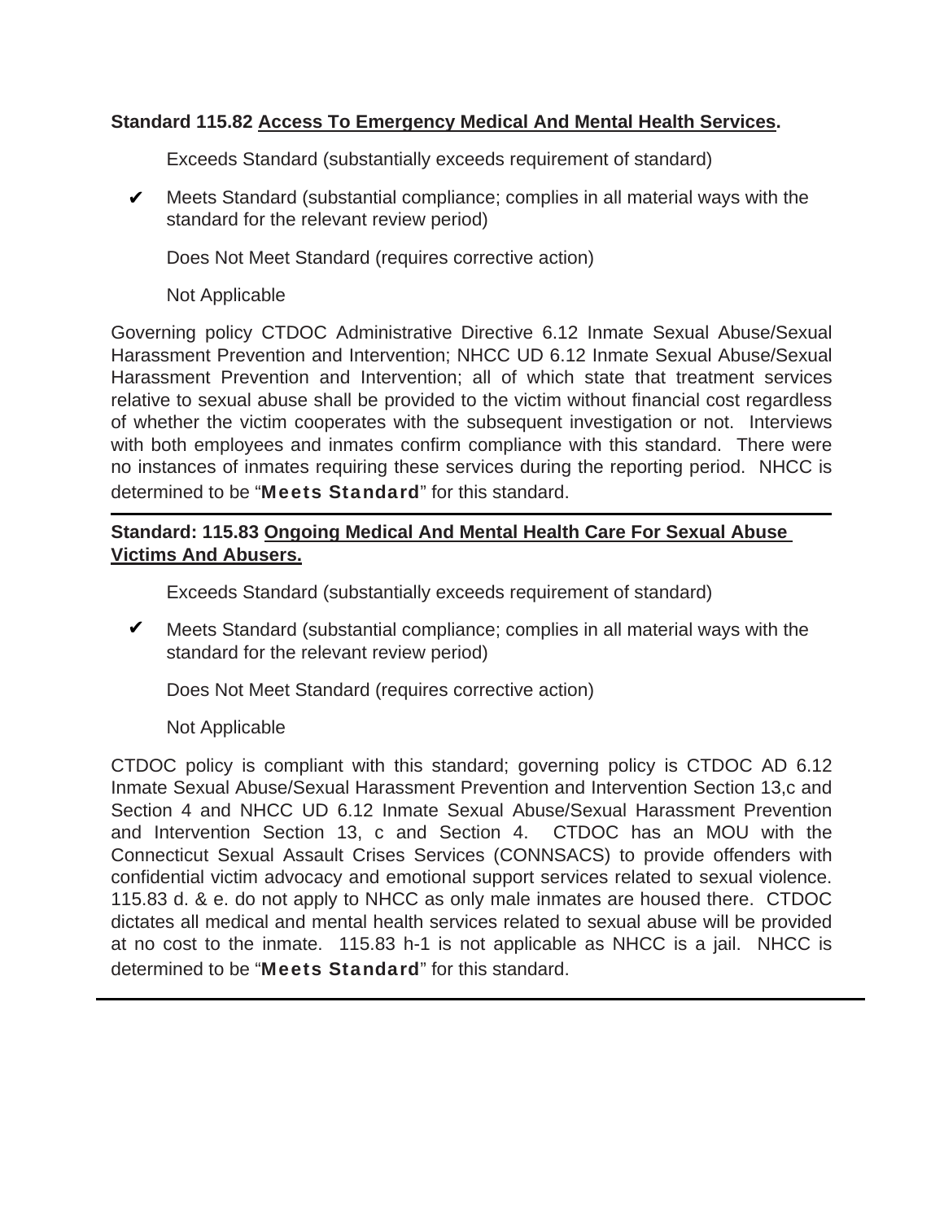**Standard 115.82 Access To Emergency Medical And Mental Health Services.**

Exceeds Standard (substantially exceeds requirement of standard)

✔ Meets Standard (substantial compliance; complies in all material ways with the standard for the relevant review period)

Does Not Meet Standard (requires corrective action)

Not Applicable

Governing policy CTDOC Administrative Directive 6.12 Inmate Sexual Abuse/Sexual Harassment Prevention and Intervention; NHCC UD 6.12 Inmate Sexual Abuse/Sexual Harassment Prevention and Intervention; all of which state that treatment services relative to sexual abuse shall be provided to the victim without financial cost regardless of whether the victim cooperates with the subsequent investigation or not. Interviews with both employees and inmates confirm compliance with this standard. There were no instances of inmates requiring these services during the reporting period. NHCC is determined to be "**Meets Standard**" for this standard.

---

**Standard: 115.83 Ongoing Medical And Mental Health Care For Sexual Abuse Victims And Abusers.**

Exceeds Standard (substantially exceeds requirement of standard)

✔ Meets Standard (substantial compliance; complies in all material ways with the standard for the relevant review period)

Does Not Meet Standard (requires corrective action)

Not Applicable

CTDOC policy is compliant with this standard; governing policy is CTDOC AD 6.12 Inmate Sexual Abuse/Sexual Harassment Prevention and Intervention Section 13,c and Section 4 and NHCC UD 6.12 Inmate Sexual Abuse/Sexual Harassment Prevention and Intervention Section 13, c and Section 4. CTDOC has an MOU with the Connecticut Sexual Assault Crises Services (CONNSACS) to provide offenders with confidential victim advocacy and emotional support services related to sexual violence. 115.83 d. & e. do not apply to NHCC as only male inmates are housed there. CTDOC dictates all medical and mental health services related to sexual abuse will be provided at no cost to the inmate. 115.83 h-1 is not applicable as NHCC is a jail. NHCC is determined to be "**Meets Standard**" for this standard.

---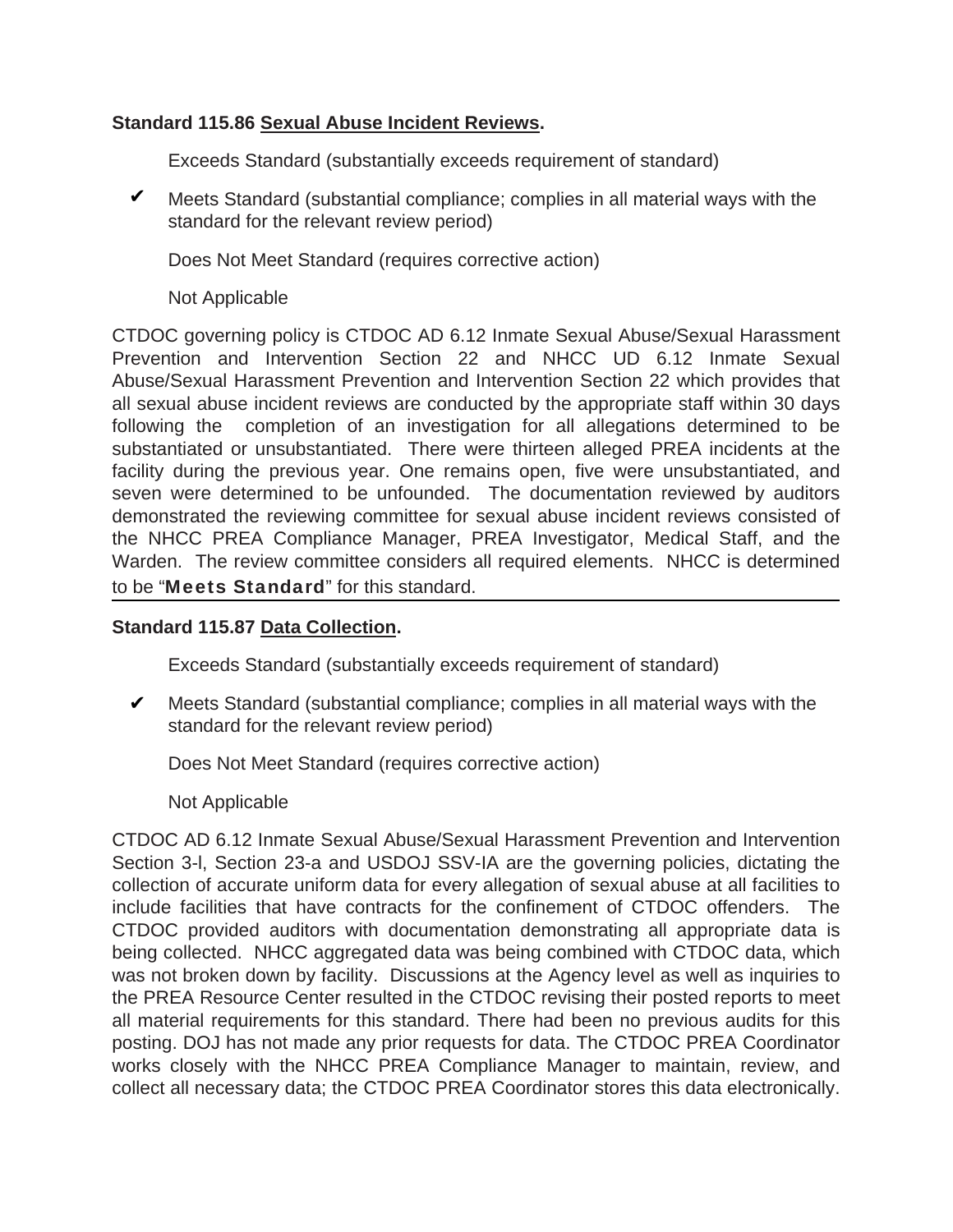**Standard 115.86 <u>Sexual Abuse Incident Reviews</u>.**

Exceeds Standard (substantially exceeds requirement of standard)

✔ Meets Standard (substantial compliance; complies in all material ways with the standard for the relevant review period)

Does Not Meet Standard (requires corrective action)

Not Applicable

CTDOC governing policy is CTDOC AD 6.12 Inmate Sexual Abuse/Sexual Harassment Prevention and Intervention Section 22 and NHCC UD 6.12 Inmate Sexual Abuse/Sexual Harassment Prevention and Intervention Section 22 which provides that all sexual abuse incident reviews are conducted by the appropriate staff within 30 days following the completion of an investigation for all allegations determined to be substantiated or unsubstantiated. There were thirteen alleged PREA incidents at the facility during the previous year. One remains open, five were unsubstantiated, and seven were determined to be unfounded. The documentation reviewed by auditors demonstrated the reviewing committee for sexual abuse incident reviews consisted of the NHCC PREA Compliance Manager, PREA Investigator, Medical Staff, and the Warden. The review committee considers all required elements. NHCC is determined to be "**Meets Standard**" for this standard.

---

**Standard 115.87 <u>Data Collection</u>.**

Exceeds Standard (substantially exceeds requirement of standard)

✔ Meets Standard (substantial compliance; complies in all material ways with the standard for the relevant review period)

Does Not Meet Standard (requires corrective action)

Not Applicable

CTDOC AD 6.12 Inmate Sexual Abuse/Sexual Harassment Prevention and Intervention Section 3-l, Section 23-a and USDOJ SSV-IA are the governing policies, dictating the collection of accurate uniform data for every allegation of sexual abuse at all facilities to include facilities that have contracts for the confinement of CTDOC offenders. The CTDOC provided auditors with documentation demonstrating all appropriate data is being collected. NHCC aggregated data was being combined with CTDOC data, which was not broken down by facility. Discussions at the Agency level as well as inquiries to the PREA Resource Center resulted in the CTDOC revising their posted reports to meet all material requirements for this standard. There had been no previous audits for this posting. DOJ has not made any prior requests for data. The CTDOC PREA Coordinator works closely with the NHCC PREA Compliance Manager to maintain, review, and collect all necessary data; the CTDOC PREA Coordinator stores this data electronically.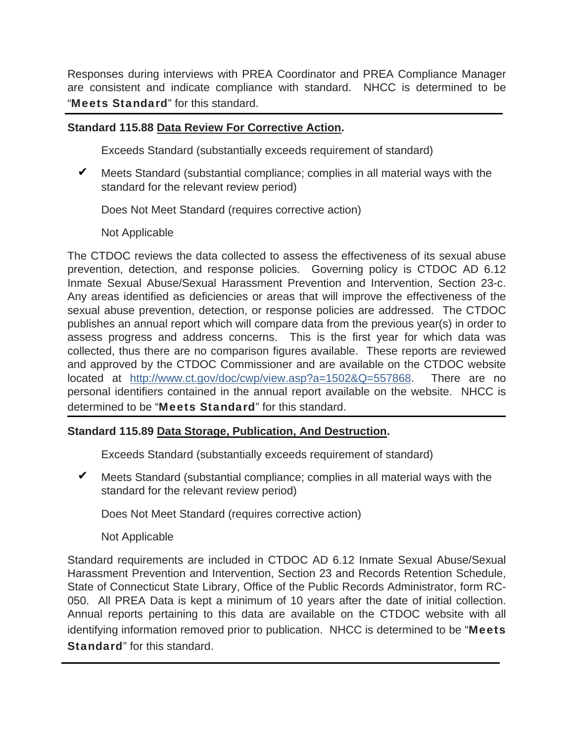Responses during interviews with PREA Coordinator and PREA Compliance Manager are consistent and indicate compliance with standard. NHCC is determined to be "**Meets Standard**" for this standard.

---

**Standard 115.88 Data Review For Corrective Action.**

Exceeds Standard (substantially exceeds requirement of standard)

✔ Meets Standard (substantial compliance; complies in all material ways with the standard for the relevant review period)

Does Not Meet Standard (requires corrective action)

Not Applicable

The CTDOC reviews the data collected to assess the effectiveness of its sexual abuse prevention, detection, and response policies. Governing policy is CTDOC AD 6.12 Inmate Sexual Abuse/Sexual Harassment Prevention and Intervention, Section 23-c. Any areas identified as deficiencies or areas that will improve the effectiveness of the sexual abuse prevention, detection, or response policies are addressed. The CTDOC publishes an annual report which will compare data from the previous year(s) in order to assess progress and address concerns. This is the first year for which data was collected, thus there are no comparison figures available. These reports are reviewed and approved by the CTDOC Commissioner and are available on the CTDOC website located at http://www.ct.gov/doc/cwp/view.asp?a=1502&Q=557868. There are no personal identifiers contained in the annual report available on the website. NHCC is determined to be "**Meets Standard**" for this standard.

---

**Standard 115.89 Data Storage, Publication, And Destruction.**

Exceeds Standard (substantially exceeds requirement of standard)

✔ Meets Standard (substantial compliance; complies in all material ways with the standard for the relevant review period)

Does Not Meet Standard (requires corrective action)

Not Applicable

Standard requirements are included in CTDOC AD 6.12 Inmate Sexual Abuse/Sexual Harassment Prevention and Intervention, Section 23 and Records Retention Schedule, State of Connecticut State Library, Office of the Public Records Administrator, form RC-050. All PREA Data is kept a minimum of 10 years after the date of initial collection. Annual reports pertaining to this data are available on the CTDOC website with all identifying information removed prior to publication. NHCC is determined to be "**Meets Standard**" for this standard.

---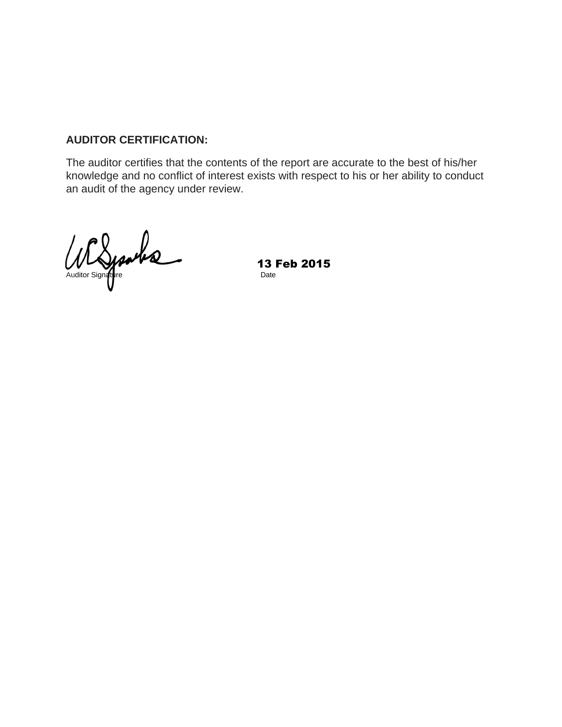**AUDITOR CERTIFICATION:**

The auditor certifies that the contents of the report are accurate to the best of his/her knowledge and no conflict of interest exists with respect to his or her ability to conduct an audit of the agency under review.

Auditor Signature

**13 Feb 2015**

Date